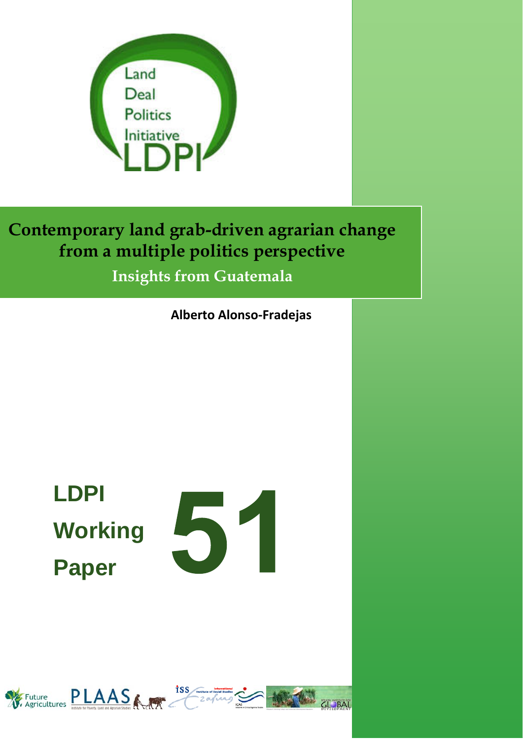Land
Deal
Politics
Initiative
LDPI

# Contemporary land grab-driven agrarian change from a multiple politics perspective

## Insights from Guatemala

**Alberto Alonso-Fradejas**

**LDPI Working Paper 51**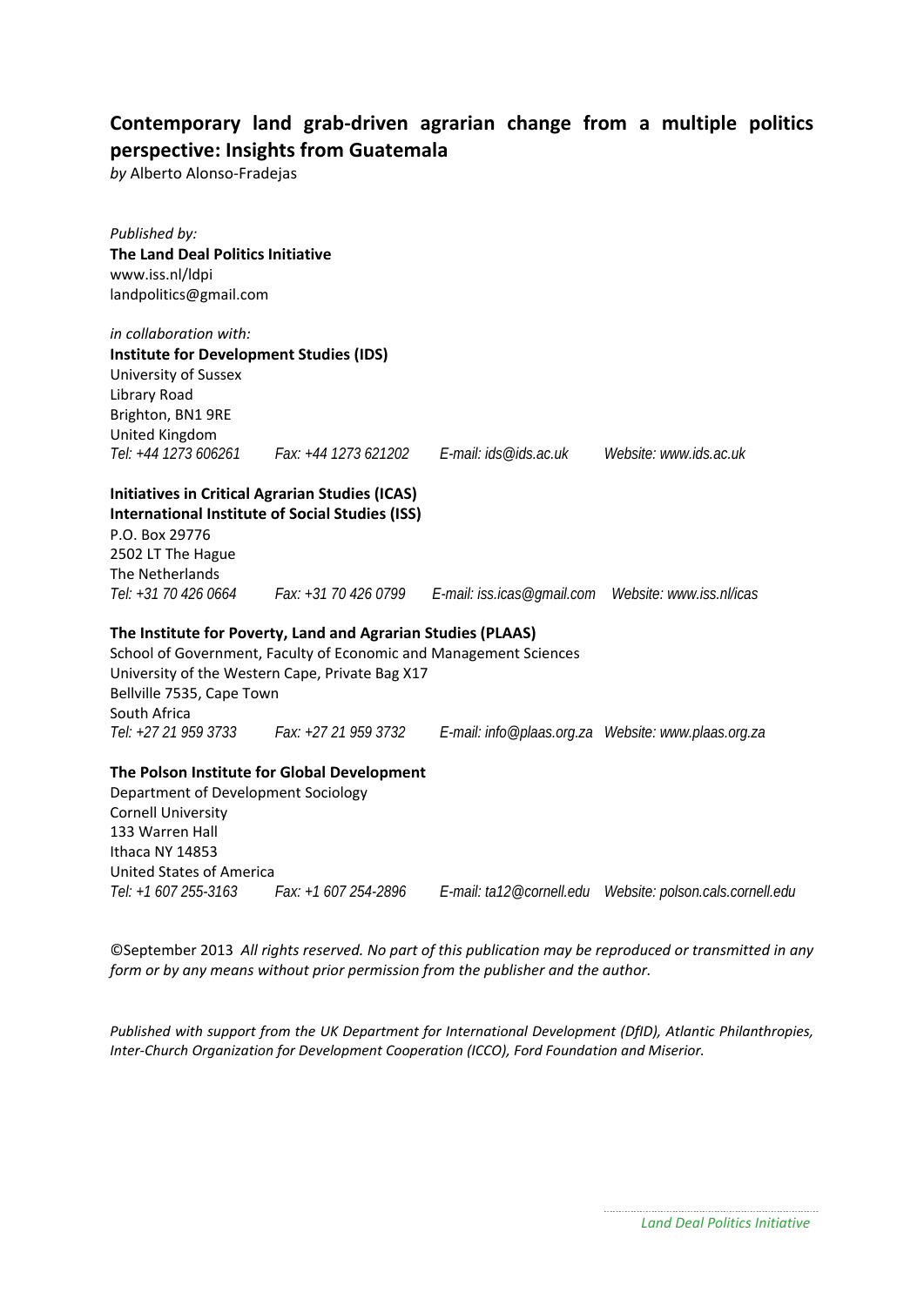# Contemporary land grab-driven agrarian change from a multiple politics perspective: Insights from Guatemala

*by* Alberto Alonso-Fradejas

*Published by:*
**The Land Deal Politics Initiative**
www.iss.nl/ldpi
landpolitics@gmail.com

*in collaboration with:*
**Institute for Development Studies (IDS)**
University of Sussex
Library Road
Brighton, BN1 9RE
United Kingdom
*Tel: +44 1273 606261 Fax: +44 1273 621202 E-mail: ids@ids.ac.uk Website: www.ids.ac.uk*

**Initiatives in Critical Agrarian Studies (ICAS)**
**International Institute of Social Studies (ISS)**
P.O. Box 29776
2502 LT The Hague
The Netherlands
*Tel: +31 70 426 0664 Fax: +31 70 426 0799 E-mail: iss.icas@gmail.com Website: www.iss.nl/icas*

**The Institute for Poverty, Land and Agrarian Studies (PLAAS)**
School of Government, Faculty of Economic and Management Sciences
University of the Western Cape, Private Bag X17
Bellville 7535, Cape Town
South Africa
*Tel: +27 21 959 3733 Fax: +27 21 959 3732 E-mail: info@plaas.org.za Website: www.plaas.org.za*

**The Polson Institute for Global Development**
Department of Development Sociology
Cornell University
133 Warren Hall
Ithaca NY 14853
United States of America
*Tel: +1 607 255-3163 Fax: +1 607 254-2896 E-mail: ta12@cornell.edu Website: polson.cals.cornell.edu*

©September 2013 *All rights reserved. No part of this publication may be reproduced or transmitted in any form or by any means without prior permission from the publisher and the author.*

*Published with support from the UK Department for International Development (DfID), Atlantic Philanthropies, Inter-Church Organization for Development Cooperation (ICCO), Ford Foundation and Miserior.*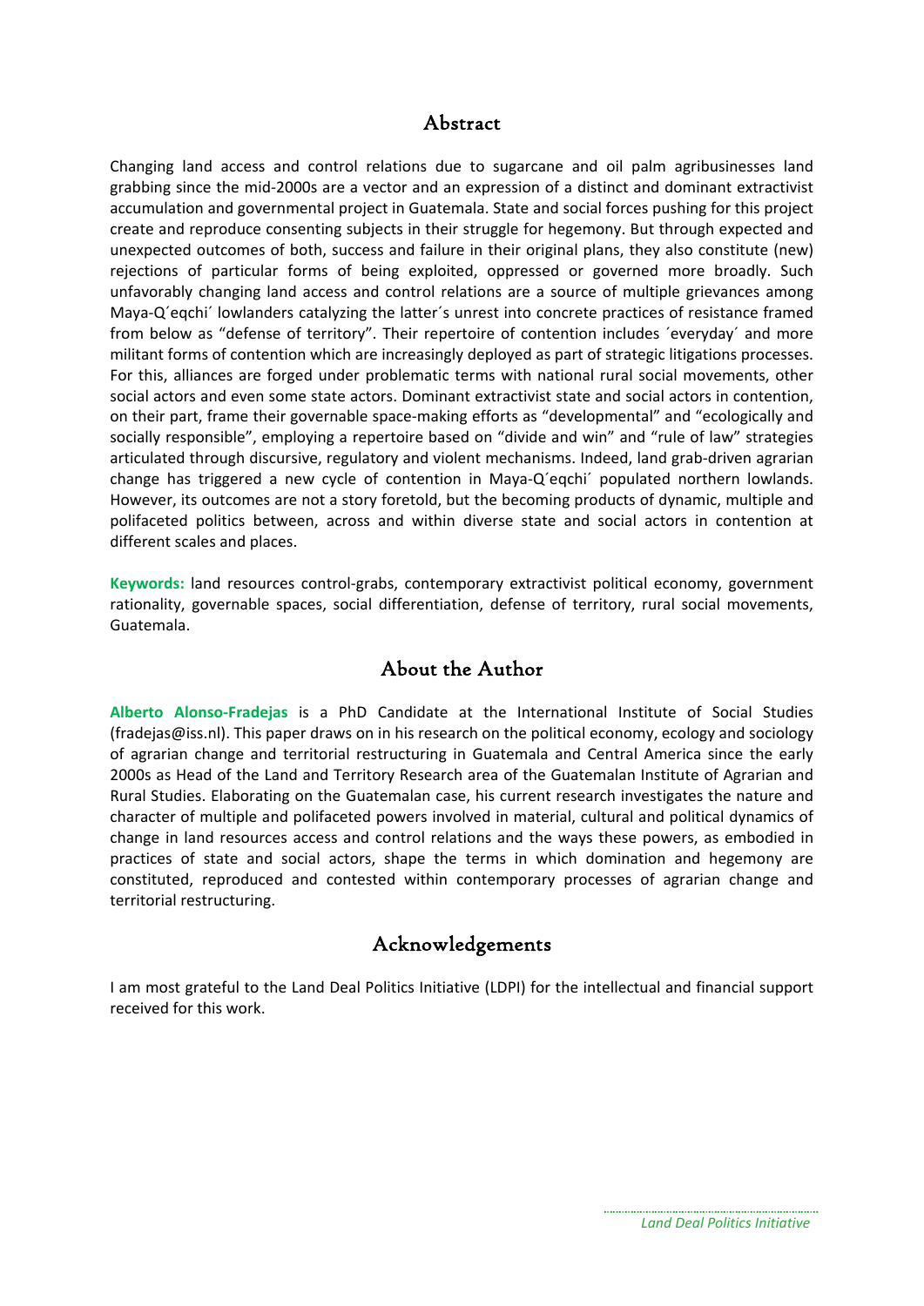## Abstract

Changing land access and control relations due to sugarcane and oil palm agribusinesses land grabbing since the mid-2000s are a vector and an expression of a distinct and dominant extractivist accumulation and governmental project in Guatemala. State and social forces pushing for this project create and reproduce consenting subjects in their struggle for hegemony. But through expected and unexpected outcomes of both, success and failure in their original plans, they also constitute (new) rejections of particular forms of being exploited, oppressed or governed more broadly. Such unfavorably changing land access and control relations are a source of multiple grievances among Maya-Q´eqchi´ lowlanders catalyzing the latter´s unrest into concrete practices of resistance framed from below as "defense of territory". Their repertoire of contention includes ´everyday´ and more militant forms of contention which are increasingly deployed as part of strategic litigations processes. For this, alliances are forged under problematic terms with national rural social movements, other social actors and even some state actors. Dominant extractivist state and social actors in contention, on their part, frame their governable space-making efforts as "developmental" and "ecologically and socially responsible", employing a repertoire based on "divide and win" and "rule of law" strategies articulated through discursive, regulatory and violent mechanisms. Indeed, land grab-driven agrarian change has triggered a new cycle of contention in Maya-Q´eqchi´ populated northern lowlands. However, its outcomes are not a story foretold, but the becoming products of dynamic, multiple and polifaceted politics between, across and within diverse state and social actors in contention at different scales and places.

**Keywords:** land resources control-grabs, contemporary extractivist political economy, government rationality, governable spaces, social differentiation, defense of territory, rural social movements, Guatemala.

## About the Author

**Alberto Alonso-Fradejas** is a PhD Candidate at the International Institute of Social Studies (fradejas@iss.nl). This paper draws on in his research on the political economy, ecology and sociology of agrarian change and territorial restructuring in Guatemala and Central America since the early 2000s as Head of the Land and Territory Research area of the Guatemalan Institute of Agrarian and Rural Studies. Elaborating on the Guatemalan case, his current research investigates the nature and character of multiple and polifaceted powers involved in material, cultural and political dynamics of change in land resources access and control relations and the ways these powers, as embodied in practices of state and social actors, shape the terms in which domination and hegemony are constituted, reproduced and contested within contemporary processes of agrarian change and territorial restructuring.

## Acknowledgements

I am most grateful to the Land Deal Politics Initiative (LDPI) for the intellectual and financial support received for this work.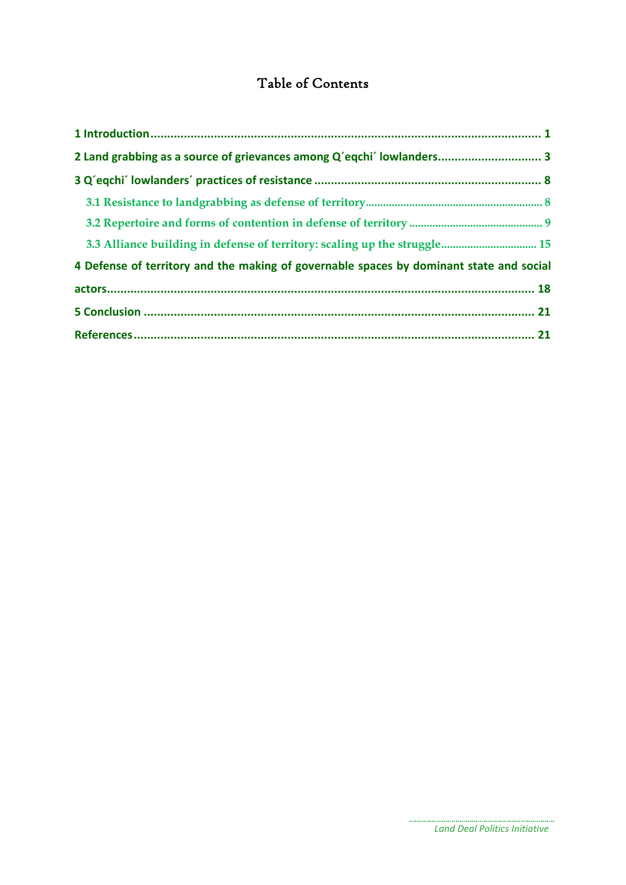# Table of Contents

**1 Introduction** .................................................................................................................. **1**

**2 Land grabbing as a source of grievances among Q´eqchi´ lowlanders** .............................. **3**

**3 Q´eqchi´ lowlanders´ practices of resistance** .................................................................. **8**

**3.1 Resistance to landgrabbing as defense of territory** ............................................................ **8**

**3.2 Repertoire and forms of contention in defense of territory** ............................................. **9**

**3.3 Alliance building in defense of territory: scaling up the struggle** ................................ **15**

**4 Defense of territory and the making of governable spaces by dominant state and social actors** ............................................................................................................................ **18**

**5 Conclusion** ..................................................................................................................... **21**

**References** ...................................................................................................................... **21**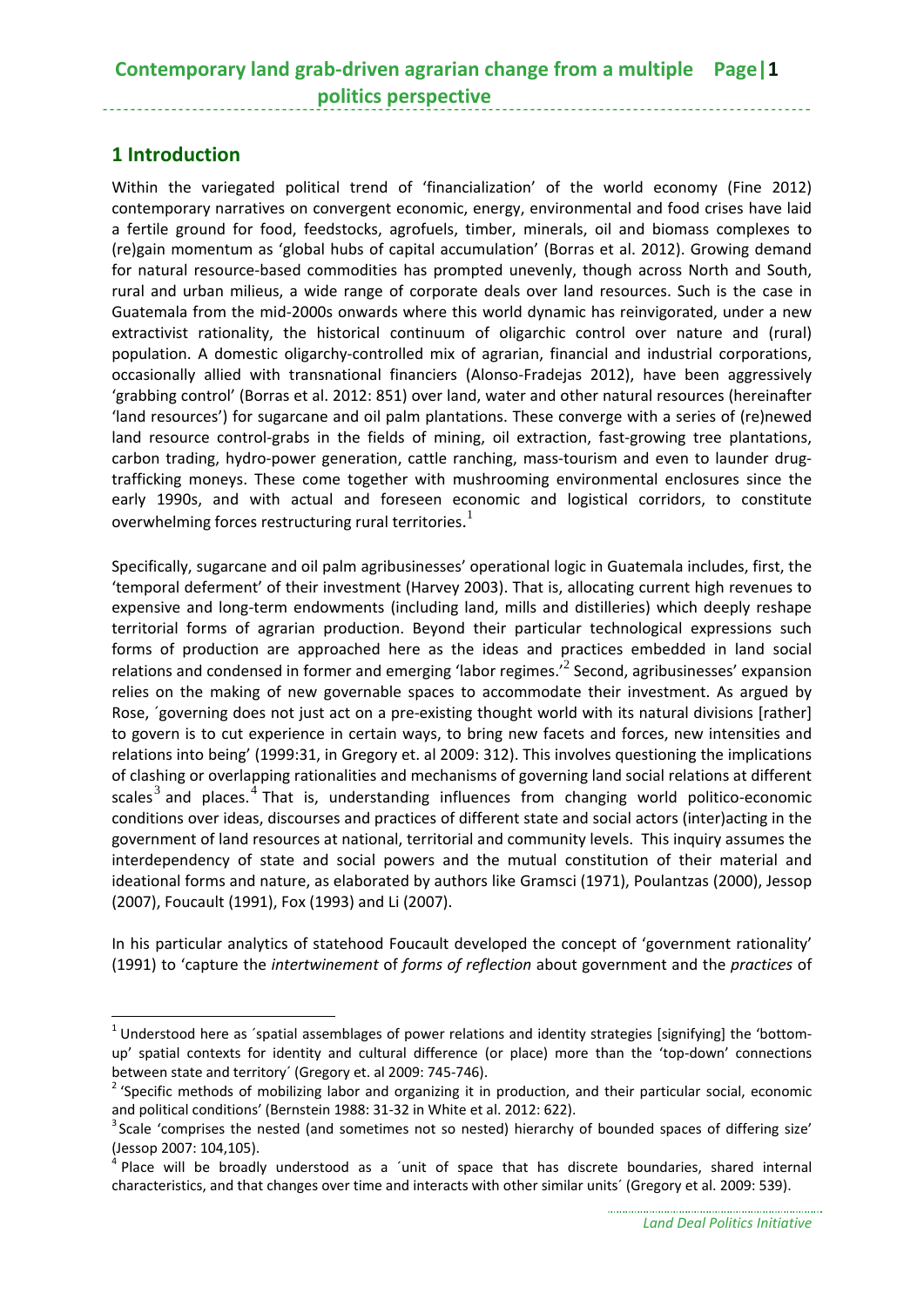## 1 Introduction

Within the variegated political trend of 'financialization' of the world economy (Fine 2012) contemporary narratives on convergent economic, energy, environmental and food crises have laid a fertile ground for food, feedstocks, agrofuels, timber, minerals, oil and biomass complexes to (re)gain momentum as 'global hubs of capital accumulation' (Borras et al. 2012). Growing demand for natural resource-based commodities has prompted unevenly, though across North and South, rural and urban milieus, a wide range of corporate deals over land resources. Such is the case in Guatemala from the mid-2000s onwards where this world dynamic has reinvigorated, under a new extractivist rationality, the historical continuum of oligarchic control over nature and (rural) population. A domestic oligarchy-controlled mix of agrarian, financial and industrial corporations, occasionally allied with transnational financiers (Alonso-Fradejas 2012), have been aggressively 'grabbing control' (Borras et al. 2012: 851) over land, water and other natural resources (hereinafter 'land resources') for sugarcane and oil palm plantations. These converge with a series of (re)newed land resource control-grabs in the fields of mining, oil extraction, fast-growing tree plantations, carbon trading, hydro-power generation, cattle ranching, mass-tourism and even to launder drug-trafficking moneys. These come together with mushrooming environmental enclosures since the early 1990s, and with actual and foreseen economic and logistical corridors, to constitute overwhelming forces restructuring rural territories.[1]

Specifically, sugarcane and oil palm agribusinesses' operational logic in Guatemala includes, first, the 'temporal deferment' of their investment (Harvey 2003). That is, allocating current high revenues to expensive and long-term endowments (including land, mills and distilleries) which deeply reshape territorial forms of agrarian production. Beyond their particular technological expressions such forms of production are approached here as the ideas and practices embedded in land social relations and condensed in former and emerging 'labor regimes.'[2] Second, agribusinesses' expansion relies on the making of new governable spaces to accommodate their investment. As argued by Rose, ´governing does not just act on a pre-existing thought world with its natural divisions [rather] to govern is to cut experience in certain ways, to bring new facets and forces, new intensities and relations into being' (1999:31, in Gregory et. al 2009: 312). This involves questioning the implications of clashing or overlapping rationalities and mechanisms of governing land social relations at different scales[3] and places.[4] That is, understanding influences from changing world politico-economic conditions over ideas, discourses and practices of different state and social actors (inter)acting in the government of land resources at national, territorial and community levels. This inquiry assumes the interdependency of state and social powers and the mutual constitution of their material and ideational forms and nature, as elaborated by authors like Gramsci (1971), Poulantzas (2000), Jessop (2007), Foucault (1991), Fox (1993) and Li (2007).

In his particular analytics of statehood Foucault developed the concept of 'government rationality' (1991) to 'capture the *intertwinement* of *forms of reflection* about government and the *practices* of

---

[1] Understood here as ´spatial assemblages of power relations and identity strategies [signifying] the 'bottom-up' spatial contexts for identity and cultural difference (or place) more than the 'top-down' connections between state and territory´ (Gregory et. al 2009: 745-746).

[2] 'Specific methods of mobilizing labor and organizing it in production, and their particular social, economic and political conditions' (Bernstein 1988: 31-32 in White et al. 2012: 622).

[3] Scale 'comprises the nested (and sometimes not so nested) hierarchy of bounded spaces of differing size' (Jessop 2007: 104,105).

[4] Place will be broadly understood as a ´unit of space that has discrete boundaries, shared internal characteristics, and that changes over time and interacts with other similar units´ (Gregory et al. 2009: 539).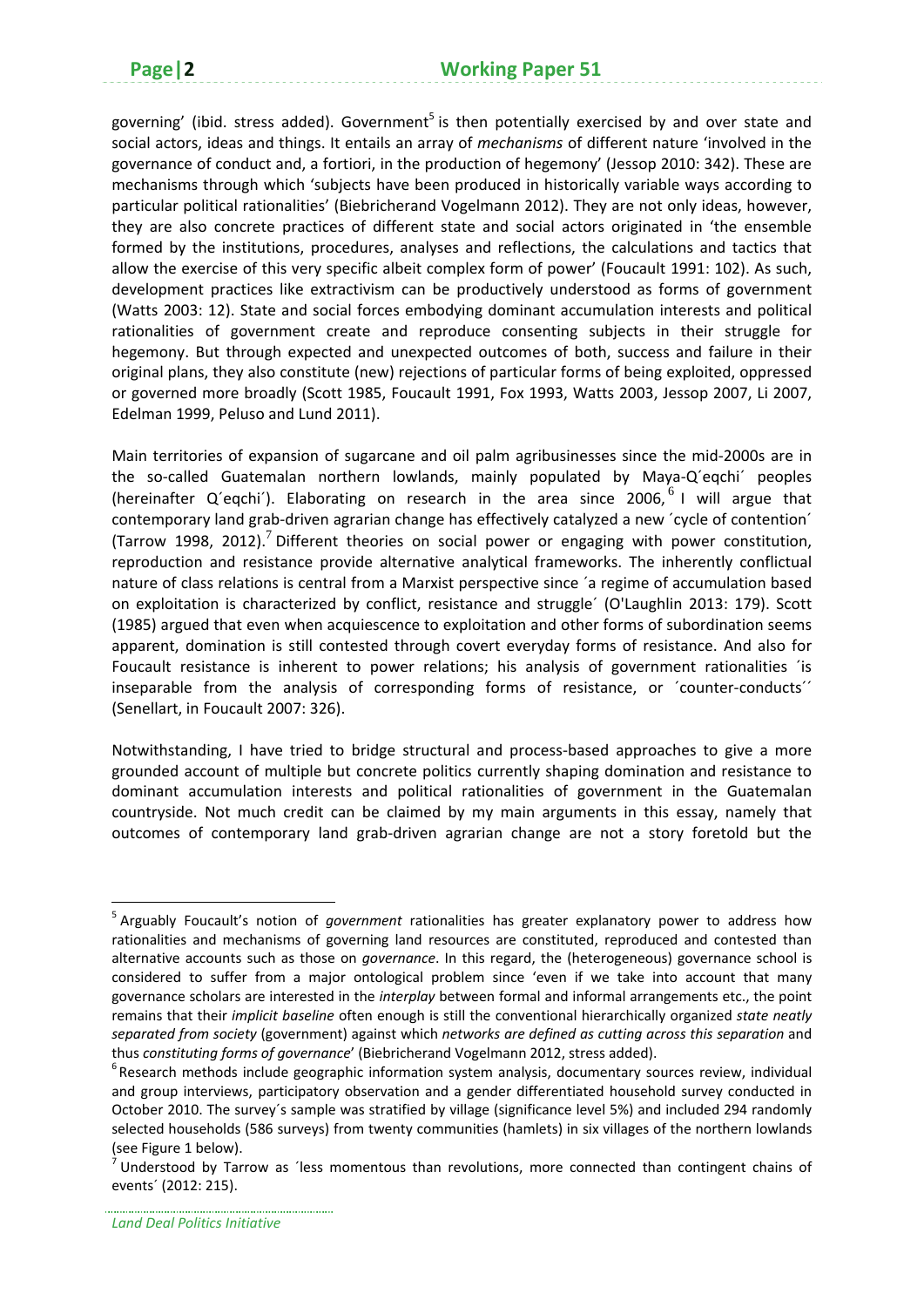governing' (ibid. stress added). Government[5] is then potentially exercised by and over state and social actors, ideas and things. It entails an array of *mechanisms* of different nature 'involved in the governance of conduct and, a fortiori, in the production of hegemony' (Jessop 2010: 342). These are mechanisms through which 'subjects have been produced in historically variable ways according to particular political rationalities' (Biebricherand Vogelmann 2012). They are not only ideas, however, they are also concrete practices of different state and social actors originated in 'the ensemble formed by the institutions, procedures, analyses and reflections, the calculations and tactics that allow the exercise of this very specific albeit complex form of power' (Foucault 1991: 102). As such, development practices like extractivism can be productively understood as forms of government (Watts 2003: 12). State and social forces embodying dominant accumulation interests and political rationalities of government create and reproduce consenting subjects in their struggle for hegemony. But through expected and unexpected outcomes of both, success and failure in their original plans, they also constitute (new) rejections of particular forms of being exploited, oppressed or governed more broadly (Scott 1985, Foucault 1991, Fox 1993, Watts 2003, Jessop 2007, Li 2007, Edelman 1999, Peluso and Lund 2011).

Main territories of expansion of sugarcane and oil palm agribusinesses since the mid-2000s are in the so-called Guatemalan northern lowlands, mainly populated by Maya-Q´eqchi´ peoples (hereinafter Q´eqchi´). Elaborating on research in the area since 2006,[6] I will argue that contemporary land grab-driven agrarian change has effectively catalyzed a new ´cycle of contention´ (Tarrow 1998, 2012).[7] Different theories on social power or engaging with power constitution, reproduction and resistance provide alternative analytical frameworks. The inherently conflictual nature of class relations is central from a Marxist perspective since ´a regime of accumulation based on exploitation is characterized by conflict, resistance and struggle´ (O'Laughlin 2013: 179). Scott (1985) argued that even when acquiescence to exploitation and other forms of subordination seems apparent, domination is still contested through covert everyday forms of resistance. And also for Foucault resistance is inherent to power relations; his analysis of government rationalities ´is inseparable from the analysis of corresponding forms of resistance, or ´counter-conducts´´ (Senellart, in Foucault 2007: 326).

Notwithstanding, I have tried to bridge structural and process-based approaches to give a more grounded account of multiple but concrete politics currently shaping domination and resistance to dominant accumulation interests and political rationalities of government in the Guatemalan countryside. Not much credit can be claimed by my main arguments in this essay, namely that outcomes of contemporary land grab-driven agrarian change are not a story foretold but the

---

[5] Arguably Foucault's notion of *government* rationalities has greater explanatory power to address how rationalities and mechanisms of governing land resources are constituted, reproduced and contested than alternative accounts such as those on *governance*. In this regard, the (heterogeneous) governance school is considered to suffer from a major ontological problem since 'even if we take into account that many governance scholars are interested in the *interplay* between formal and informal arrangements etc., the point remains that their *implicit baseline* often enough is still the conventional hierarchically organized *state neatly separated from society* (government) against which *networks are defined as cutting across this separation* and thus *constituting forms of governance*' (Biebricherand Vogelmann 2012, stress added).

[6] Research methods include geographic information system analysis, documentary sources review, individual and group interviews, participatory observation and a gender differentiated household survey conducted in October 2010. The survey´s sample was stratified by village (significance level 5%) and included 294 randomly selected households (586 surveys) from twenty communities (hamlets) in six villages of the northern lowlands (see Figure 1 below).

[7] Understood by Tarrow as ´less momentous than revolutions, more connected than contingent chains of events´ (2012: 215).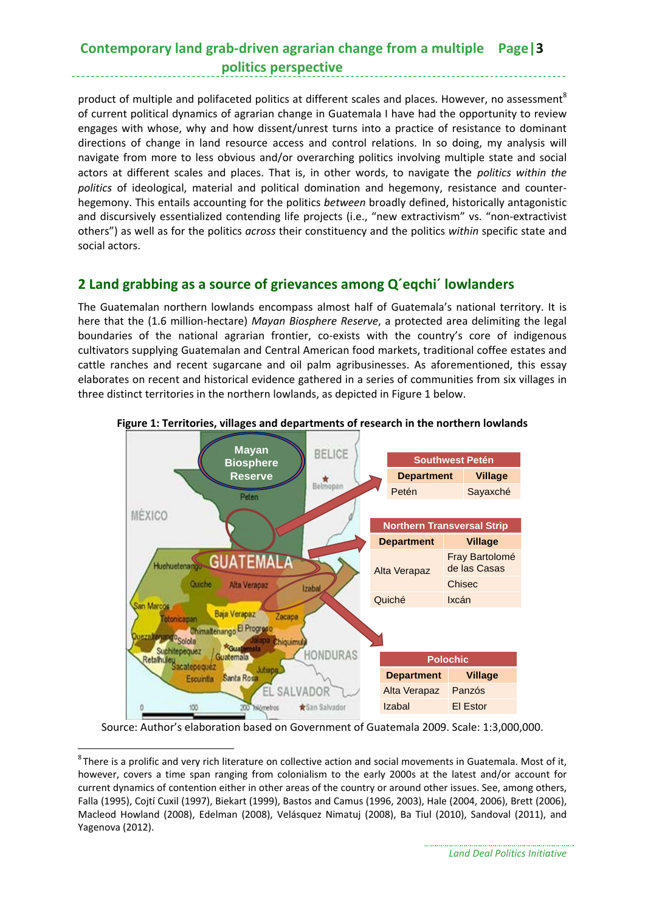product of multiple and polifaceted politics at different scales and places. However, no assessment[8] of current political dynamics of agrarian change in Guatemala I have had the opportunity to review engages with whose, why and how dissent/unrest turns into a practice of resistance to dominant directions of change in land resource access and control relations. In so doing, my analysis will navigate from more to less obvious and/or overarching politics involving multiple state and social actors at different scales and places. That is, in other words, to navigate the *politics within the politics* of ideological, material and political domination and hegemony, resistance and counter-hegemony. This entails accounting for the politics *between* broadly defined, historically antagonistic and discursively essentialized contending life projects (i.e., "new extractivism" vs. "non-extractivist others") as well as for the politics *across* their constituency and the politics *within* specific state and social actors.

## 2 Land grabbing as a source of grievances among Q´eqchi´ lowlanders

The Guatemalan northern lowlands encompass almost half of Guatemala's national territory. It is here that the (1.6 million-hectare) *Mayan Biosphere Reserve*, a protected area delimiting the legal boundaries of the national agrarian frontier, co-exists with the country's core of indigenous cultivators supplying Guatemalan and Central American food markets, traditional coffee estates and cattle ranches and recent sugarcane and oil palm agribusinesses. As aforementioned, this essay elaborates on recent and historical evidence gathered in a series of communities from six villages in three distinct territories in the northern lowlands, as depicted in Figure 1 below.

**Figure 1: Territories, villages and departments of research in the northern lowlands**

| Southwest Petén | |
|---|---|
| **Department** | **Village** |
| Petén | Sayaxché |

| Northern Transversal Strip | |
|---|---|
| **Department** | **Village** |
| Alta Verapaz | Fray Bartolomé de las Casas |
| | Chisec |
| Quiché | Ixcán |

| Polochic | |
|---|---|
| **Department** | **Village** |
| Alta Verapaz | Panzós |
| Izabal | El Estor |

Source: Author's elaboration based on Government of Guatemala 2009. Scale: 1:3,000,000.

---

[8] There is a prolific and very rich literature on collective action and social movements in Guatemala. Most of it, however, covers a time span ranging from colonialism to the early 2000s at the latest and/or account for current dynamics of contention either in other areas of the country or around other issues. See, among others, Falla (1995), Cojtí Cuxil (1997), Biekart (1999), Bastos and Camus (1996, 2003), Hale (2004, 2006), Brett (2006), Macleod Howland (2008), Edelman (2008), Velásquez Nimatuj (2008), Ba Tiul (2010), Sandoval (2011), and Yagenova (2012).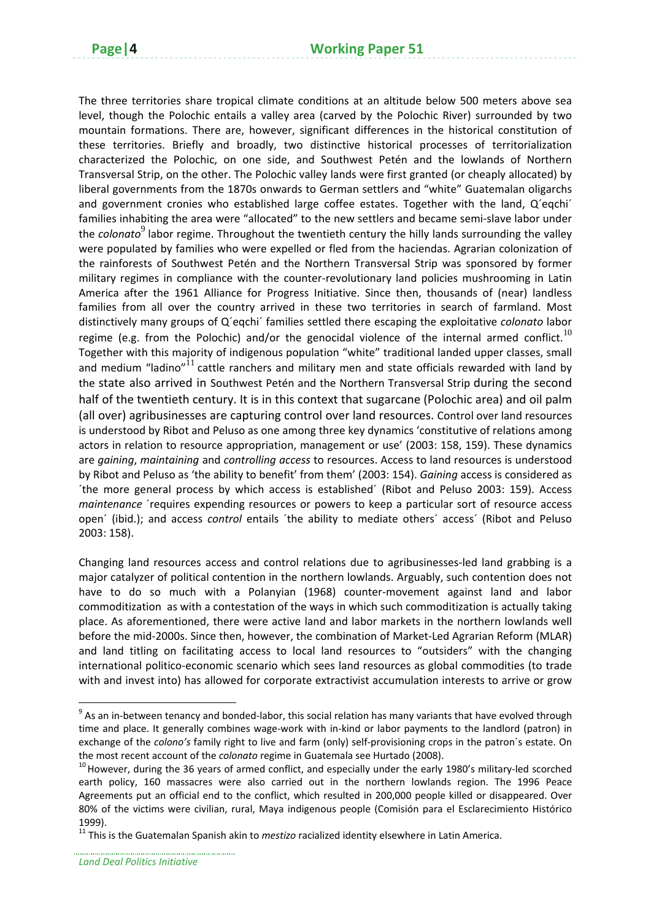The three territories share tropical climate conditions at an altitude below 500 meters above sea level, though the Polochic entails a valley area (carved by the Polochic River) surrounded by two mountain formations. There are, however, significant differences in the historical constitution of these territories. Briefly and broadly, two distinctive historical processes of territorialization characterized the Polochic, on one side, and Southwest Petén and the lowlands of Northern Transversal Strip, on the other. The Polochic valley lands were first granted (or cheaply allocated) by liberal governments from the 1870s onwards to German settlers and "white" Guatemalan oligarchs and government cronies who established large coffee estates. Together with the land, Q´eqchi´ families inhabiting the area were "allocated" to the new settlers and became semi-slave labor under the *colonato*[9] labor regime. Throughout the twentieth century the hilly lands surrounding the valley were populated by families who were expelled or fled from the haciendas. Agrarian colonization of the rainforests of Southwest Petén and the Northern Transversal Strip was sponsored by former military regimes in compliance with the counter-revolutionary land policies mushrooming in Latin America after the 1961 Alliance for Progress Initiative. Since then, thousands of (near) landless families from all over the country arrived in these two territories in search of farmland. Most distinctively many groups of Q´eqchi´ families settled there escaping the exploitative *colonato* labor regime (e.g. from the Polochic) and/or the genocidal violence of the internal armed conflict.[10] Together with this majority of indigenous population "white" traditional landed upper classes, small and medium "ladino"[11] cattle ranchers and military men and state officials rewarded with land by the state also arrived in Southwest Petén and the Northern Transversal Strip during the second half of the twentieth century. It is in this context that sugarcane (Polochic area) and oil palm (all over) agribusinesses are capturing control over land resources. Control over land resources is understood by Ribot and Peluso as one among three key dynamics 'constitutive of relations among actors in relation to resource appropriation, management or use' (2003: 158, 159). These dynamics are *gaining*, *maintaining* and *controlling access* to resources. Access to land resources is understood by Ribot and Peluso as 'the ability to benefit' from them' (2003: 154). *Gaining* access is considered as ´the more general process by which access is established´ (Ribot and Peluso 2003: 159). Access *maintenance* ´requires expending resources or powers to keep a particular sort of resource access open´ (ibid.); and access *control* entails ´the ability to mediate others´ access´ (Ribot and Peluso 2003: 158).

Changing land resources access and control relations due to agribusinesses-led land grabbing is a major catalyzer of political contention in the northern lowlands. Arguably, such contention does not have to do so much with a Polanyian (1968) counter-movement against land and labor commoditization as with a contestation of the ways in which such commoditization is actually taking place. As aforementioned, there were active land and labor markets in the northern lowlands well before the mid-2000s. Since then, however, the combination of Market-Led Agrarian Reform (MLAR) and land titling on facilitating access to local land resources to "outsiders" with the changing international politico-economic scenario which sees land resources as global commodities (to trade with and invest into) has allowed for corporate extractivist accumulation interests to arrive or grow

[9] As an in-between tenancy and bonded-labor, this social relation has many variants that have evolved through time and place. It generally combines wage-work with in-kind or labor payments to the landlord (patron) in exchange of the *colono's* family right to live and farm (only) self-provisioning crops in the patron´s estate. On the most recent account of the *colonato* regime in Guatemala see Hurtado (2008).

[10] However, during the 36 years of armed conflict, and especially under the early 1980's military-led scorched earth policy, 160 massacres were also carried out in the northern lowlands region. The 1996 Peace Agreements put an official end to the conflict, which resulted in 200,000 people killed or disappeared. Over 80% of the victims were civilian, rural, Maya indigenous people (Comisión para el Esclarecimiento Histórico 1999).

[11] This is the Guatemalan Spanish akin to *mestizo* racialized identity elsewhere in Latin America.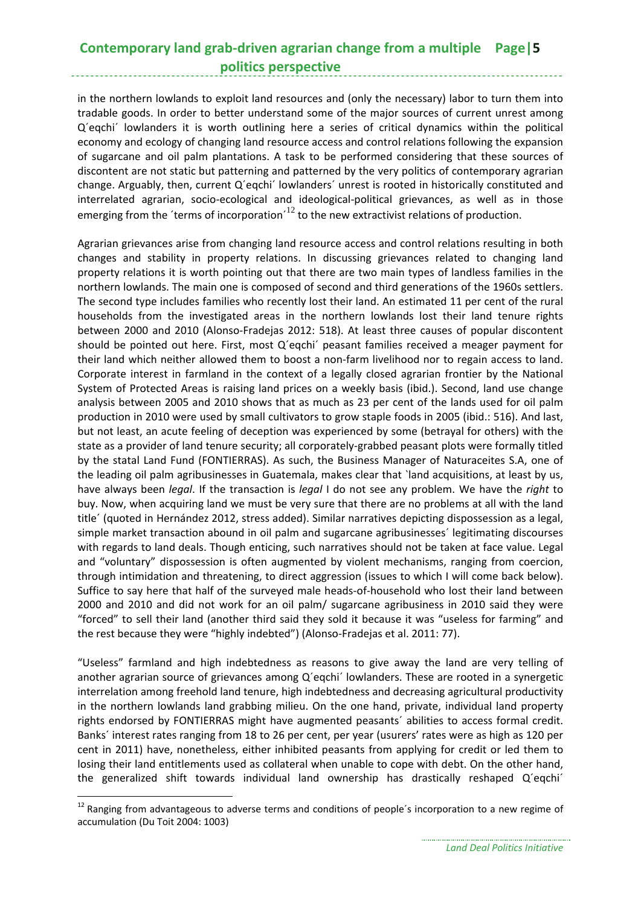in the northern lowlands to exploit land resources and (only the necessary) labor to turn them into tradable goods. In order to better understand some of the major sources of current unrest among Q´eqchi´ lowlanders it is worth outlining here a series of critical dynamics within the political economy and ecology of changing land resource access and control relations following the expansion of sugarcane and oil palm plantations. A task to be performed considering that these sources of discontent are not static but patterning and patterned by the very politics of contemporary agrarian change. Arguably, then, current Q´eqchi´ lowlanders´ unrest is rooted in historically constituted and interrelated agrarian, socio-ecological and ideological-political grievances, as well as in those emerging from the ´terms of incorporation´[12] to the new extractivist relations of production.

Agrarian grievances arise from changing land resource access and control relations resulting in both changes and stability in property relations. In discussing grievances related to changing land property relations it is worth pointing out that there are two main types of landless families in the northern lowlands. The main one is composed of second and third generations of the 1960s settlers. The second type includes families who recently lost their land. An estimated 11 per cent of the rural households from the investigated areas in the northern lowlands lost their land tenure rights between 2000 and 2010 (Alonso-Fradejas 2012: 518). At least three causes of popular discontent should be pointed out here. First, most Q´eqchi´ peasant families received a meager payment for their land which neither allowed them to boost a non-farm livelihood nor to regain access to land. Corporate interest in farmland in the context of a legally closed agrarian frontier by the National System of Protected Areas is raising land prices on a weekly basis (ibid.). Second, land use change analysis between 2005 and 2010 shows that as much as 23 per cent of the lands used for oil palm production in 2010 were used by small cultivators to grow staple foods in 2005 (ibid.: 516). And last, but not least, an acute feeling of deception was experienced by some (betrayal for others) with the state as a provider of land tenure security; all corporately-grabbed peasant plots were formally titled by the statal Land Fund (FONTIERRAS). As such, the Business Manager of Naturaceites S.A, one of the leading oil palm agribusinesses in Guatemala, makes clear that `land acquisitions, at least by us, have always been *legal*. If the transaction is *legal* I do not see any problem. We have the *right* to buy. Now, when acquiring land we must be very sure that there are no problems at all with the land title´ (quoted in Hernández 2012, stress added). Similar narratives depicting dispossession as a legal, simple market transaction abound in oil palm and sugarcane agribusinesses´ legitimating discourses with regards to land deals. Though enticing, such narratives should not be taken at face value. Legal and "voluntary" dispossession is often augmented by violent mechanisms, ranging from coercion, through intimidation and threatening, to direct aggression (issues to which I will come back below). Suffice to say here that half of the surveyed male heads-of-household who lost their land between 2000 and 2010 and did not work for an oil palm/ sugarcane agribusiness in 2010 said they were "forced" to sell their land (another third said they sold it because it was "useless for farming" and the rest because they were "highly indebted") (Alonso-Fradejas et al. 2011: 77).

"Useless" farmland and high indebtedness as reasons to give away the land are very telling of another agrarian source of grievances among Q´eqchi´ lowlanders. These are rooted in a synergetic interrelation among freehold land tenure, high indebtedness and decreasing agricultural productivity in the northern lowlands land grabbing milieu. On the one hand, private, individual land property rights endorsed by FONTIERRAS might have augmented peasants´ abilities to access formal credit. Banks´ interest rates ranging from 18 to 26 per cent, per year (usurers' rates were as high as 120 per cent in 2011) have, nonetheless, either inhibited peasants from applying for credit or led them to losing their land entitlements used as collateral when unable to cope with debt. On the other hand, the generalized shift towards individual land ownership has drastically reshaped Q´eqchi´

[12] Ranging from advantageous to adverse terms and conditions of people´s incorporation to a new regime of accumulation (Du Toit 2004: 1003)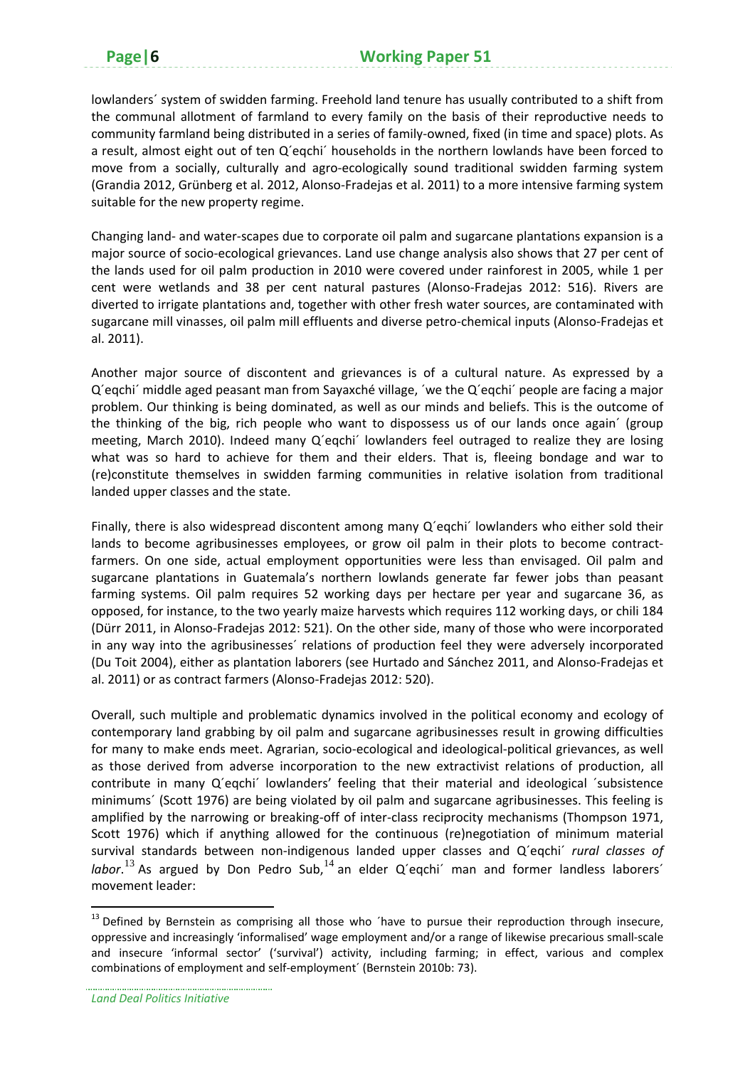lowlanders´ system of swidden farming. Freehold land tenure has usually contributed to a shift from the communal allotment of farmland to every family on the basis of their reproductive needs to community farmland being distributed in a series of family-owned, fixed (in time and space) plots. As a result, almost eight out of ten Q´eqchi´ households in the northern lowlands have been forced to move from a socially, culturally and agro-ecologically sound traditional swidden farming system (Grandia 2012, Grünberg et al. 2012, Alonso-Fradejas et al. 2011) to a more intensive farming system suitable for the new property regime.

Changing land- and water-scapes due to corporate oil palm and sugarcane plantations expansion is a major source of socio-ecological grievances. Land use change analysis also shows that 27 per cent of the lands used for oil palm production in 2010 were covered under rainforest in 2005, while 1 per cent were wetlands and 38 per cent natural pastures (Alonso-Fradejas 2012: 516). Rivers are diverted to irrigate plantations and, together with other fresh water sources, are contaminated with sugarcane mill vinasses, oil palm mill effluents and diverse petro-chemical inputs (Alonso-Fradejas et al. 2011).

Another major source of discontent and grievances is of a cultural nature. As expressed by a Q´eqchi´ middle aged peasant man from Sayaxché village, ´we the Q´eqchi´ people are facing a major problem. Our thinking is being dominated, as well as our minds and beliefs. This is the outcome of the thinking of the big, rich people who want to dispossess us of our lands once again´ (group meeting, March 2010). Indeed many Q´eqchi´ lowlanders feel outraged to realize they are losing what was so hard to achieve for them and their elders. That is, fleeing bondage and war to (re)constitute themselves in swidden farming communities in relative isolation from traditional landed upper classes and the state.

Finally, there is also widespread discontent among many Q´eqchi´ lowlanders who either sold their lands to become agribusinesses employees, or grow oil palm in their plots to become contract-farmers. On one side, actual employment opportunities were less than envisaged. Oil palm and sugarcane plantations in Guatemala's northern lowlands generate far fewer jobs than peasant farming systems. Oil palm requires 52 working days per hectare per year and sugarcane 36, as opposed, for instance, to the two yearly maize harvests which requires 112 working days, or chili 184 (Dürr 2011, in Alonso-Fradejas 2012: 521). On the other side, many of those who were incorporated in any way into the agribusinesses´ relations of production feel they were adversely incorporated (Du Toit 2004), either as plantation laborers (see Hurtado and Sánchez 2011, and Alonso-Fradejas et al. 2011) or as contract farmers (Alonso-Fradejas 2012: 520).

Overall, such multiple and problematic dynamics involved in the political economy and ecology of contemporary land grabbing by oil palm and sugarcane agribusinesses result in growing difficulties for many to make ends meet. Agrarian, socio-ecological and ideological-political grievances, as well as those derived from adverse incorporation to the new extractivist relations of production, all contribute in many Q´eqchi´ lowlanders' feeling that their material and ideological ´subsistence minimums´ (Scott 1976) are being violated by oil palm and sugarcane agribusinesses. This feeling is amplified by the narrowing or breaking-off of inter-class reciprocity mechanisms (Thompson 1971, Scott 1976) which if anything allowed for the continuous (re)negotiation of minimum material survival standards between non-indigenous landed upper classes and Q´eqchi´ *rural classes of labor*.[13] As argued by Don Pedro Sub,[14] an elder Q´eqchi´ man and former landless laborers´ movement leader:

[13] Defined by Bernstein as comprising all those who ´have to pursue their reproduction through insecure, oppressive and increasingly 'informalised' wage employment and/or a range of likewise precarious small-scale and insecure 'informal sector' ('survival') activity, including farming; in effect, various and complex combinations of employment and self-employment´ (Bernstein 2010b: 73).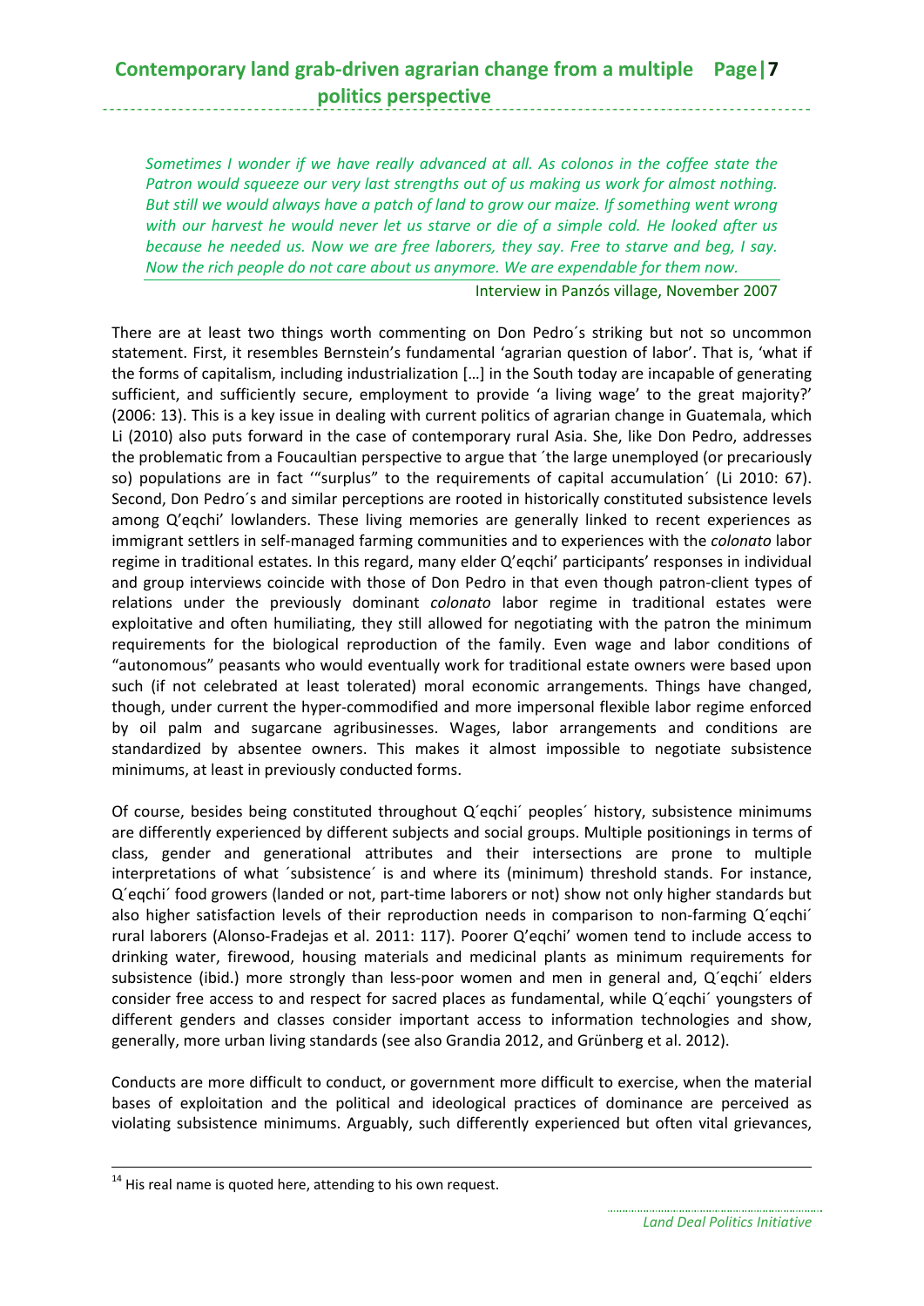*Sometimes I wonder if we have really advanced at all. As colonos in the coffee state the Patron would squeeze our very last strengths out of us making us work for almost nothing. But still we would always have a patch of land to grow our maize. If something went wrong with our harvest he would never let us starve or die of a simple cold. He looked after us because he needed us. Now we are free laborers, they say. Free to starve and beg, I say. Now the rich people do not care about us anymore. We are expendable for them now.*

Interview in Panzós village, November 2007

There are at least two things worth commenting on Don Pedro´s striking but not so uncommon statement. First, it resembles Bernstein's fundamental 'agrarian question of labor'. That is, 'what if the forms of capitalism, including industrialization […] in the South today are incapable of generating sufficient, and sufficiently secure, employment to provide 'a living wage' to the great majority?' (2006: 13). This is a key issue in dealing with current politics of agrarian change in Guatemala, which Li (2010) also puts forward in the case of contemporary rural Asia. She, like Don Pedro, addresses the problematic from a Foucaultian perspective to argue that ´the large unemployed (or precariously so) populations are in fact '"surplus" to the requirements of capital accumulation´ (Li 2010: 67). Second, Don Pedro´s and similar perceptions are rooted in historically constituted subsistence levels among Q'eqchi' lowlanders. These living memories are generally linked to recent experiences as immigrant settlers in self-managed farming communities and to experiences with the *colonato* labor regime in traditional estates. In this regard, many elder Q'eqchi' participants' responses in individual and group interviews coincide with those of Don Pedro in that even though patron-client types of relations under the previously dominant *colonato* labor regime in traditional estates were exploitative and often humiliating, they still allowed for negotiating with the patron the minimum requirements for the biological reproduction of the family. Even wage and labor conditions of "autonomous" peasants who would eventually work for traditional estate owners were based upon such (if not celebrated at least tolerated) moral economic arrangements. Things have changed, though, under current the hyper-commodified and more impersonal flexible labor regime enforced by oil palm and sugarcane agribusinesses. Wages, labor arrangements and conditions are standardized by absentee owners. This makes it almost impossible to negotiate subsistence minimums, at least in previously conducted forms.

Of course, besides being constituted throughout Q´eqchi´ peoples´ history, subsistence minimums are differently experienced by different subjects and social groups. Multiple positionings in terms of class, gender and generational attributes and their intersections are prone to multiple interpretations of what ´subsistence´ is and where its (minimum) threshold stands. For instance, Q´eqchi´ food growers (landed or not, part-time laborers or not) show not only higher standards but also higher satisfaction levels of their reproduction needs in comparison to non-farming Q´eqchi´ rural laborers (Alonso-Fradejas et al. 2011: 117). Poorer Q'eqchi' women tend to include access to drinking water, firewood, housing materials and medicinal plants as minimum requirements for subsistence (ibid.) more strongly than less-poor women and men in general and, Q´eqchi´ elders consider free access to and respect for sacred places as fundamental, while Q´eqchi´ youngsters of different genders and classes consider important access to information technologies and show, generally, more urban living standards (see also Grandia 2012, and Grünberg et al. 2012).

Conducts are more difficult to conduct, or government more difficult to exercise, when the material bases of exploitation and the political and ideological practices of dominance are perceived as violating subsistence minimums. Arguably, such differently experienced but often vital grievances,

[14] His real name is quoted here, attending to his own request.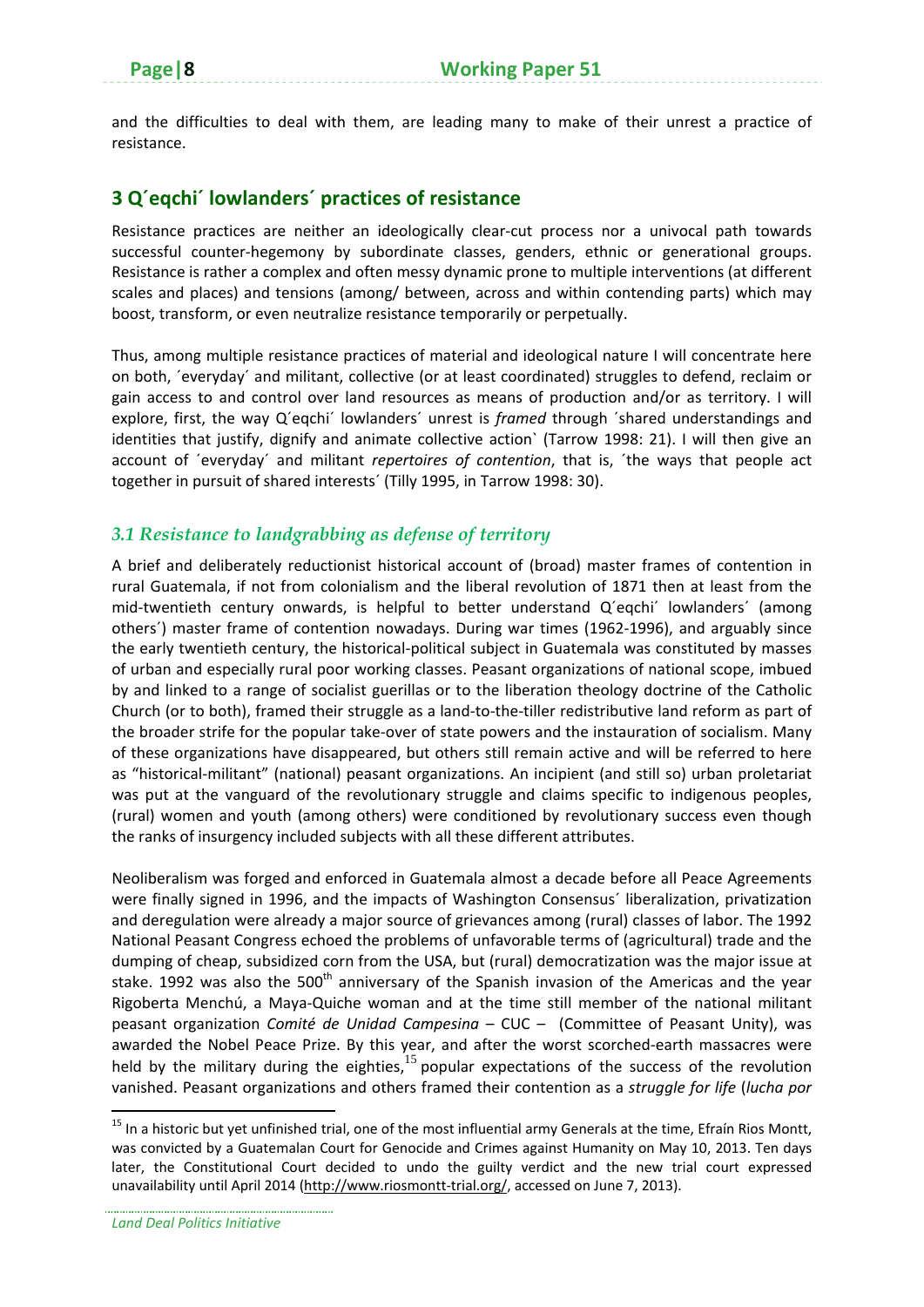and the difficulties to deal with them, are leading many to make of their unrest a practice of resistance.

## 3 Q´eqchi´ lowlanders´ practices of resistance

Resistance practices are neither an ideologically clear-cut process nor a univocal path towards successful counter-hegemony by subordinate classes, genders, ethnic or generational groups. Resistance is rather a complex and often messy dynamic prone to multiple interventions (at different scales and places) and tensions (among/ between, across and within contending parts) which may boost, transform, or even neutralize resistance temporarily or perpetually.

Thus, among multiple resistance practices of material and ideological nature I will concentrate here on both, ´everyday´ and militant, collective (or at least coordinated) struggles to defend, reclaim or gain access to and control over land resources as means of production and/or as territory. I will explore, first, the way Q´eqchi´ lowlanders´ unrest is *framed* through ´shared understandings and identities that justify, dignify and animate collective action` (Tarrow 1998: 21). I will then give an account of ´everyday´ and militant *repertoires of contention*, that is, ´the ways that people act together in pursuit of shared interests´ (Tilly 1995, in Tarrow 1998: 30).

### *3.1 Resistance to landgrabbing as defense of territory*

A brief and deliberately reductionist historical account of (broad) master frames of contention in rural Guatemala, if not from colonialism and the liberal revolution of 1871 then at least from the mid-twentieth century onwards, is helpful to better understand Q´eqchi´ lowlanders´ (among others´) master frame of contention nowadays. During war times (1962-1996), and arguably since the early twentieth century, the historical-political subject in Guatemala was constituted by masses of urban and especially rural poor working classes. Peasant organizations of national scope, imbued by and linked to a range of socialist guerillas or to the liberation theology doctrine of the Catholic Church (or to both), framed their struggle as a land-to-the-tiller redistributive land reform as part of the broader strife for the popular take-over of state powers and the instauration of socialism. Many of these organizations have disappeared, but others still remain active and will be referred to here as "historical-militant" (national) peasant organizations. An incipient (and still so) urban proletariat was put at the vanguard of the revolutionary struggle and claims specific to indigenous peoples, (rural) women and youth (among others) were conditioned by revolutionary success even though the ranks of insurgency included subjects with all these different attributes.

Neoliberalism was forged and enforced in Guatemala almost a decade before all Peace Agreements were finally signed in 1996, and the impacts of Washington Consensus´ liberalization, privatization and deregulation were already a major source of grievances among (rural) classes of labor. The 1992 National Peasant Congress echoed the problems of unfavorable terms of (agricultural) trade and the dumping of cheap, subsidized corn from the USA, but (rural) democratization was the major issue at stake. 1992 was also the 500th anniversary of the Spanish invasion of the Americas and the year Rigoberta Menchú, a Maya-Quiche woman and at the time still member of the national militant peasant organization *Comité de Unidad Campesina* – CUC – (Committee of Peasant Unity), was awarded the Nobel Peace Prize. By this year, and after the worst scorched-earth massacres were held by the military during the eighties,[15] popular expectations of the success of the revolution vanished. Peasant organizations and others framed their contention as a *struggle for life* (*lucha por*

[15] In a historic but yet unfinished trial, one of the most influential army Generals at the time, Efraín Rios Montt, was convicted by a Guatemalan Court for Genocide and Crimes against Humanity on May 10, 2013. Ten days later, the Constitutional Court decided to undo the guilty verdict and the new trial court expressed unavailability until April 2014 (http://www.riosmontt-trial.org/, accessed on June 7, 2013).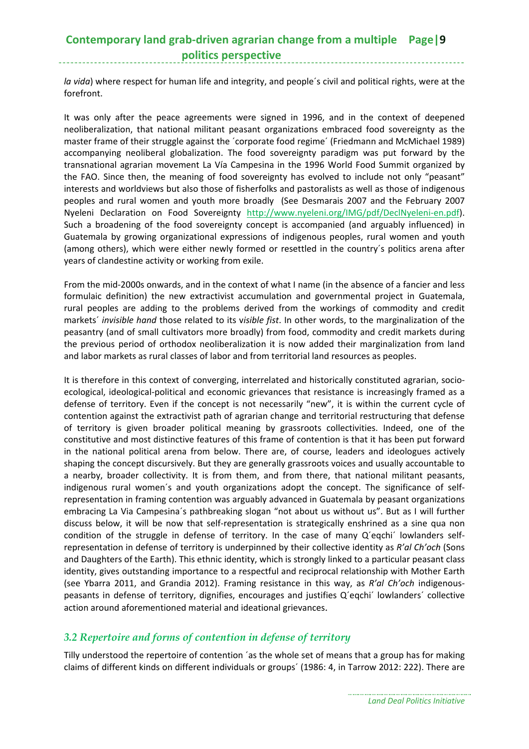*la vida*) where respect for human life and integrity, and people´s civil and political rights, were at the forefront.

It was only after the peace agreements were signed in 1996, and in the context of deepened neoliberalization, that national militant peasant organizations embraced food sovereignty as the master frame of their struggle against the ´corporate food regime´ (Friedmann and McMichael 1989) accompanying neoliberal globalization. The food sovereignty paradigm was put forward by the transnational agrarian movement La Vía Campesina in the 1996 World Food Summit organized by the FAO. Since then, the meaning of food sovereignty has evolved to include not only "peasant" interests and worldviews but also those of fisherfolks and pastoralists as well as those of indigenous peoples and rural women and youth more broadly (See Desmarais 2007 and the February 2007 Nyeleni Declaration on Food Sovereignty http://www.nyeleni.org/IMG/pdf/DeclNyeleni-en.pdf). Such a broadening of the food sovereignty concept is accompanied (and arguably influenced) in Guatemala by growing organizational expressions of indigenous peoples, rural women and youth (among others), which were either newly formed or resettled in the country´s politics arena after years of clandestine activity or working from exile.

From the mid-2000s onwards, and in the context of what I name (in the absence of a fancier and less formulaic definition) the new extractivist accumulation and governmental project in Guatemala, rural peoples are adding to the problems derived from the workings of commodity and credit markets´ *invisible hand* those related to its v*isible fist*. In other words, to the marginalization of the peasantry (and of small cultivators more broadly) from food, commodity and credit markets during the previous period of orthodox neoliberalization it is now added their marginalization from land and labor markets as rural classes of labor and from territorial land resources as peoples.

It is therefore in this context of converging, interrelated and historically constituted agrarian, socio-ecological, ideological-political and economic grievances that resistance is increasingly framed as a defense of territory. Even if the concept is not necessarily "new", it is within the current cycle of contention against the extractivist path of agrarian change and territorial restructuring that defense of territory is given broader political meaning by grassroots collectivities. Indeed, one of the constitutive and most distinctive features of this frame of contention is that it has been put forward in the national political arena from below. There are, of course, leaders and ideologues actively shaping the concept discursively. But they are generally grassroots voices and usually accountable to a nearby, broader collectivity. It is from them, and from there, that national militant peasants, indigenous rural women´s and youth organizations adopt the concept. The significance of self-representation in framing contention was arguably advanced in Guatemala by peasant organizations embracing La Via Campesina´s pathbreaking slogan "not about us without us". But as I will further discuss below, it will be now that self-representation is strategically enshrined as a sine qua non condition of the struggle in defense of territory. In the case of many Q´eqchi´ lowlanders self-representation in defense of territory is underpinned by their collective identity as *R'al Ch'och* (Sons and Daughters of the Earth). This ethnic identity, which is strongly linked to a particular peasant class identity, gives outstanding importance to a respectful and reciprocal relationship with Mother Earth (see Ybarra 2011, and Grandia 2012). Framing resistance in this way, as *R'al Ch'och* indigenous-peasants in defense of territory, dignifies, encourages and justifies Q´eqchi´ lowlanders´ collective action around aforementioned material and ideational grievances.

### *3.2 Repertoire and forms of contention in defense of territory*

Tilly understood the repertoire of contention ´as the whole set of means that a group has for making claims of different kinds on different individuals or groups´ (1986: 4, in Tarrow 2012: 222). There are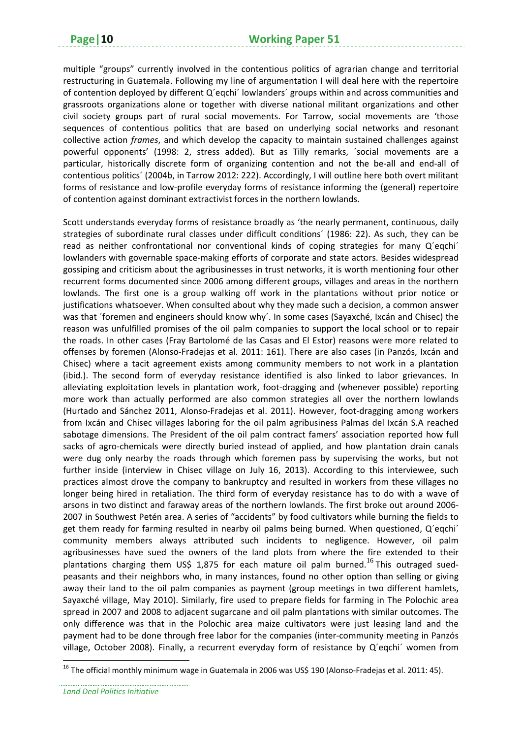multiple "groups" currently involved in the contentious politics of agrarian change and territorial restructuring in Guatemala. Following my line of argumentation I will deal here with the repertoire of contention deployed by different Q´eqchi´ lowlanders´ groups within and across communities and grassroots organizations alone or together with diverse national militant organizations and other civil society groups part of rural social movements. For Tarrow, social movements are 'those sequences of contentious politics that are based on underlying social networks and resonant collective action *frames*, and which develop the capacity to maintain sustained challenges against powerful opponents' (1998: 2, stress added). But as Tilly remarks, ´social movements are a particular, historically discrete form of organizing contention and not the be-all and end-all of contentious politics´ (2004b, in Tarrow 2012: 222). Accordingly, I will outline here both overt militant forms of resistance and low-profile everyday forms of resistance informing the (general) repertoire of contention against dominant extractivist forces in the northern lowlands.

Scott understands everyday forms of resistance broadly as 'the nearly permanent, continuous, daily strategies of subordinate rural classes under difficult conditions´ (1986: 22). As such, they can be read as neither confrontational nor conventional kinds of coping strategies for many Q´eqchi´ lowlanders with governable space-making efforts of corporate and state actors. Besides widespread gossiping and criticism about the agribusinesses in trust networks, it is worth mentioning four other recurrent forms documented since 2006 among different groups, villages and areas in the northern lowlands. The first one is a group walking off work in the plantations without prior notice or justifications whatsoever. When consulted about why they made such a decision, a common answer was that ´foremen and engineers should know why´. In some cases (Sayaxché, Ixcán and Chisec) the reason was unfulfilled promises of the oil palm companies to support the local school or to repair the roads. In other cases (Fray Bartolomé de las Casas and El Estor) reasons were more related to offenses by foremen (Alonso-Fradejas et al. 2011: 161). There are also cases (in Panzós, Ixcán and Chisec) where a tacit agreement exists among community members to not work in a plantation (ibid.). The second form of everyday resistance identified is also linked to labor grievances. In alleviating exploitation levels in plantation work, foot-dragging and (whenever possible) reporting more work than actually performed are also common strategies all over the northern lowlands (Hurtado and Sánchez 2011, Alonso-Fradejas et al. 2011). However, foot-dragging among workers from Ixcán and Chisec villages laboring for the oil palm agribusiness Palmas del Ixcán S.A reached sabotage dimensions. The President of the oil palm contract famers' association reported how full sacks of agro-chemicals were directly buried instead of applied, and how plantation drain canals were dug only nearby the roads through which foremen pass by supervising the works, but not further inside (interview in Chisec village on July 16, 2013). According to this interviewee, such practices almost drove the company to bankruptcy and resulted in workers from these villages no longer being hired in retaliation. The third form of everyday resistance has to do with a wave of arsons in two distinct and faraway areas of the northern lowlands. The first broke out around 2006-2007 in Southwest Petén area. A series of "accidents" by food cultivators while burning the fields to get them ready for farming resulted in nearby oil palms being burned. When questioned, Q´eqchi´ community members always attributed such incidents to negligence. However, oil palm agribusinesses have sued the owners of the land plots from where the fire extended to their plantations charging them US$ 1,875 for each mature oil palm burned.[16] This outraged sued-peasants and their neighbors who, in many instances, found no other option than selling or giving away their land to the oil palm companies as payment (group meetings in two different hamlets, Sayaxché village, May 2010). Similarly, fire used to prepare fields for farming in The Polochic area spread in 2007 and 2008 to adjacent sugarcane and oil palm plantations with similar outcomes. The only difference was that in the Polochic area maize cultivators were just leasing land and the payment had to be done through free labor for the companies (inter-community meeting in Panzós village, October 2008). Finally, a recurrent everyday form of resistance by Q´eqchi´ women from

[16] The official monthly minimum wage in Guatemala in 2006 was US$ 190 (Alonso-Fradejas et al. 2011: 45).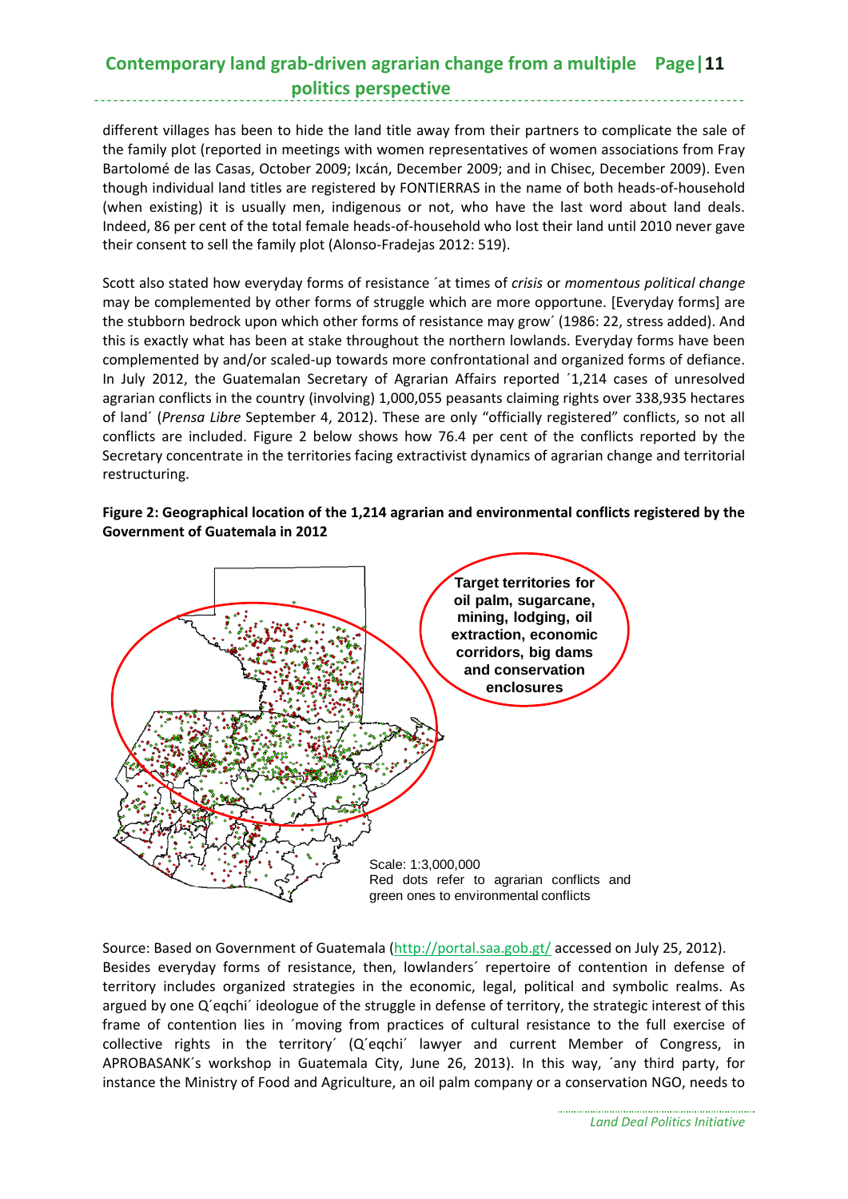different villages has been to hide the land title away from their partners to complicate the sale of the family plot (reported in meetings with women representatives of women associations from Fray Bartolomé de las Casas, October 2009; Ixcán, December 2009; and in Chisec, December 2009). Even though individual land titles are registered by FONTIERRAS in the name of both heads-of-household (when existing) it is usually men, indigenous or not, who have the last word about land deals. Indeed, 86 per cent of the total female heads-of-household who lost their land until 2010 never gave their consent to sell the family plot (Alonso-Fradejas 2012: 519).

Scott also stated how everyday forms of resistance ´at times of *crisis* or *momentous political change* may be complemented by other forms of struggle which are more opportune. [Everyday forms] are the stubborn bedrock upon which other forms of resistance may grow´ (1986: 22, stress added). And this is exactly what has been at stake throughout the northern lowlands. Everyday forms have been complemented by and/or scaled-up towards more confrontational and organized forms of defiance. In July 2012, the Guatemalan Secretary of Agrarian Affairs reported ´1,214 cases of unresolved agrarian conflicts in the country (involving) 1,000,055 peasants claiming rights over 338,935 hectares of land´ (*Prensa Libre* September 4, 2012). These are only "officially registered" conflicts, so not all conflicts are included. Figure 2 below shows how 76.4 per cent of the conflicts reported by the Secretary concentrate in the territories facing extractivist dynamics of agrarian change and territorial restructuring.

**Figure 2: Geographical location of the 1,214 agrarian and environmental conflicts registered by the Government of Guatemala in 2012**

Target territories for oil palm, sugarcane, mining, lodging, oil extraction, economic corridors, big dams and conservation enclosures

Scale: 1:3,000,000
Red dots refer to agrarian conflicts and green ones to environmental conflicts

Source: Based on Government of Guatemala (http://portal.saa.gob.gt/ accessed on July 25, 2012).

Besides everyday forms of resistance, then, lowlanders´ repertoire of contention in defense of territory includes organized strategies in the economic, legal, political and symbolic realms. As argued by one Q´eqchi´ ideologue of the struggle in defense of territory, the strategic interest of this frame of contention lies in ´moving from practices of cultural resistance to the full exercise of collective rights in the territory´ (Q´eqchi´ lawyer and current Member of Congress, in APROBASANK´s workshop in Guatemala City, June 26, 2013). In this way, ´any third party, for instance the Ministry of Food and Agriculture, an oil palm company or a conservation NGO, needs to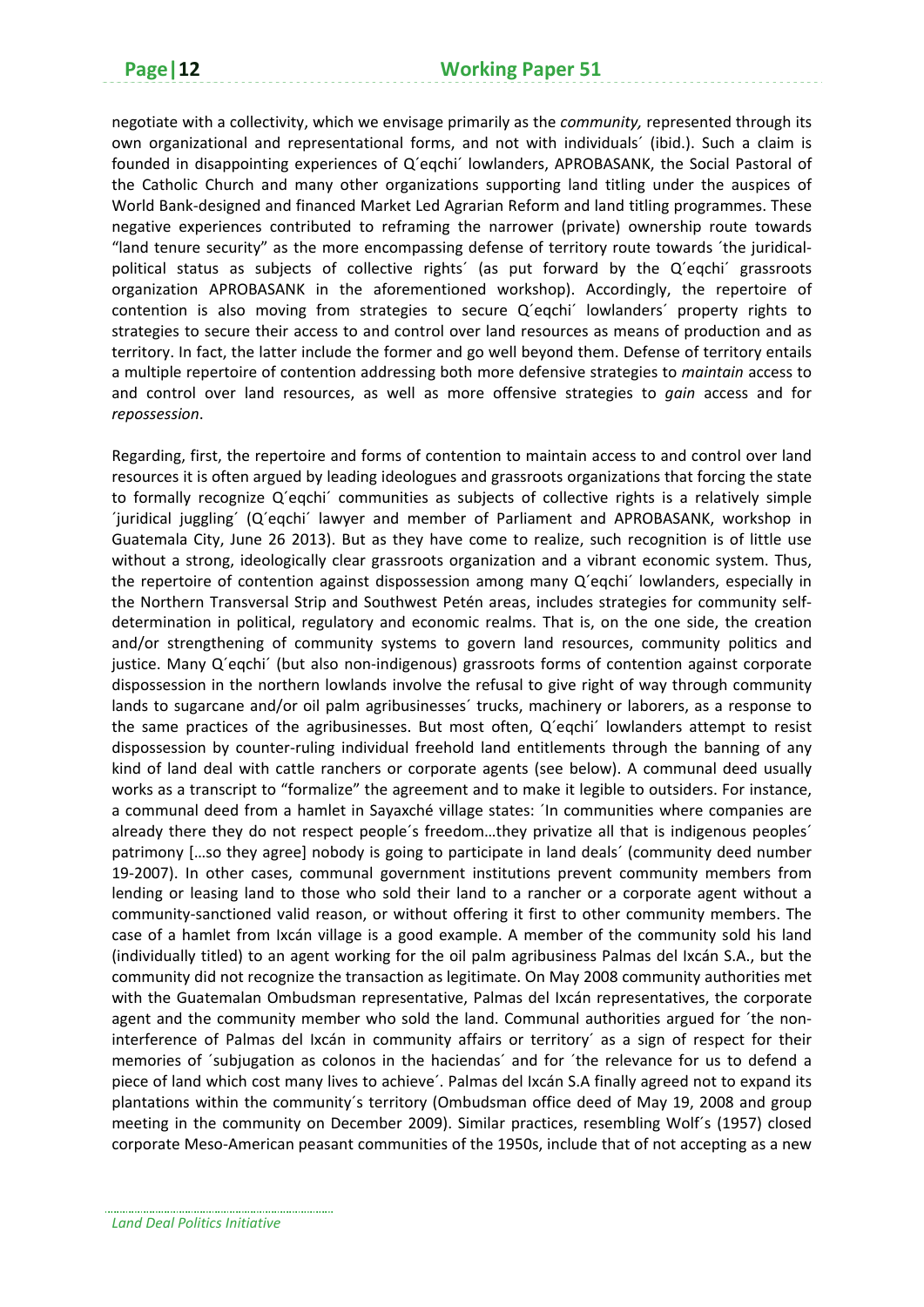negotiate with a collectivity, which we envisage primarily as the *community,* represented through its own organizational and representational forms, and not with individuals´ (ibid.). Such a claim is founded in disappointing experiences of Q´eqchi´ lowlanders, APROBASANK, the Social Pastoral of the Catholic Church and many other organizations supporting land titling under the auspices of World Bank-designed and financed Market Led Agrarian Reform and land titling programmes. These negative experiences contributed to reframing the narrower (private) ownership route towards "land tenure security" as the more encompassing defense of territory route towards ´the juridical-political status as subjects of collective rights´ (as put forward by the Q´eqchi´ grassroots organization APROBASANK in the aforementioned workshop). Accordingly, the repertoire of contention is also moving from strategies to secure Q´eqchi´ lowlanders´ property rights to strategies to secure their access to and control over land resources as means of production and as territory. In fact, the latter include the former and go well beyond them. Defense of territory entails a multiple repertoire of contention addressing both more defensive strategies to *maintain* access to and control over land resources, as well as more offensive strategies to *gain* access and for *repossession*.

Regarding, first, the repertoire and forms of contention to maintain access to and control over land resources it is often argued by leading ideologues and grassroots organizations that forcing the state to formally recognize Q´eqchi´ communities as subjects of collective rights is a relatively simple ´juridical juggling´ (Q´eqchi´ lawyer and member of Parliament and APROBASANK, workshop in Guatemala City, June 26 2013). But as they have come to realize, such recognition is of little use without a strong, ideologically clear grassroots organization and a vibrant economic system. Thus, the repertoire of contention against dispossession among many Q´eqchi´ lowlanders, especially in the Northern Transversal Strip and Southwest Petén areas, includes strategies for community self-determination in political, regulatory and economic realms. That is, on the one side, the creation and/or strengthening of community systems to govern land resources, community politics and justice. Many Q´eqchi´ (but also non-indigenous) grassroots forms of contention against corporate dispossession in the northern lowlands involve the refusal to give right of way through community lands to sugarcane and/or oil palm agribusinesses´ trucks, machinery or laborers, as a response to the same practices of the agribusinesses. But most often, Q´eqchi´ lowlanders attempt to resist dispossession by counter-ruling individual freehold land entitlements through the banning of any kind of land deal with cattle ranchers or corporate agents (see below). A communal deed usually works as a transcript to "formalize" the agreement and to make it legible to outsiders. For instance, a communal deed from a hamlet in Sayaxché village states: ´In communities where companies are already there they do not respect people´s freedom…they privatize all that is indigenous peoples´ patrimony […so they agree] nobody is going to participate in land deals´ (community deed number 19-2007). In other cases, communal government institutions prevent community members from lending or leasing land to those who sold their land to a rancher or a corporate agent without a community-sanctioned valid reason, or without offering it first to other community members. The case of a hamlet from Ixcán village is a good example. A member of the community sold his land (individually titled) to an agent working for the oil palm agribusiness Palmas del Ixcán S.A., but the community did not recognize the transaction as legitimate. On May 2008 community authorities met with the Guatemalan Ombudsman representative, Palmas del Ixcán representatives, the corporate agent and the community member who sold the land. Communal authorities argued for ´the non-interference of Palmas del Ixcán in community affairs or territory´ as a sign of respect for their memories of ´subjugation as colonos in the haciendas´ and for ´the relevance for us to defend a piece of land which cost many lives to achieve´. Palmas del Ixcán S.A finally agreed not to expand its plantations within the community´s territory (Ombudsman office deed of May 19, 2008 and group meeting in the community on December 2009). Similar practices, resembling Wolf´s (1957) closed corporate Meso-American peasant communities of the 1950s, include that of not accepting as a new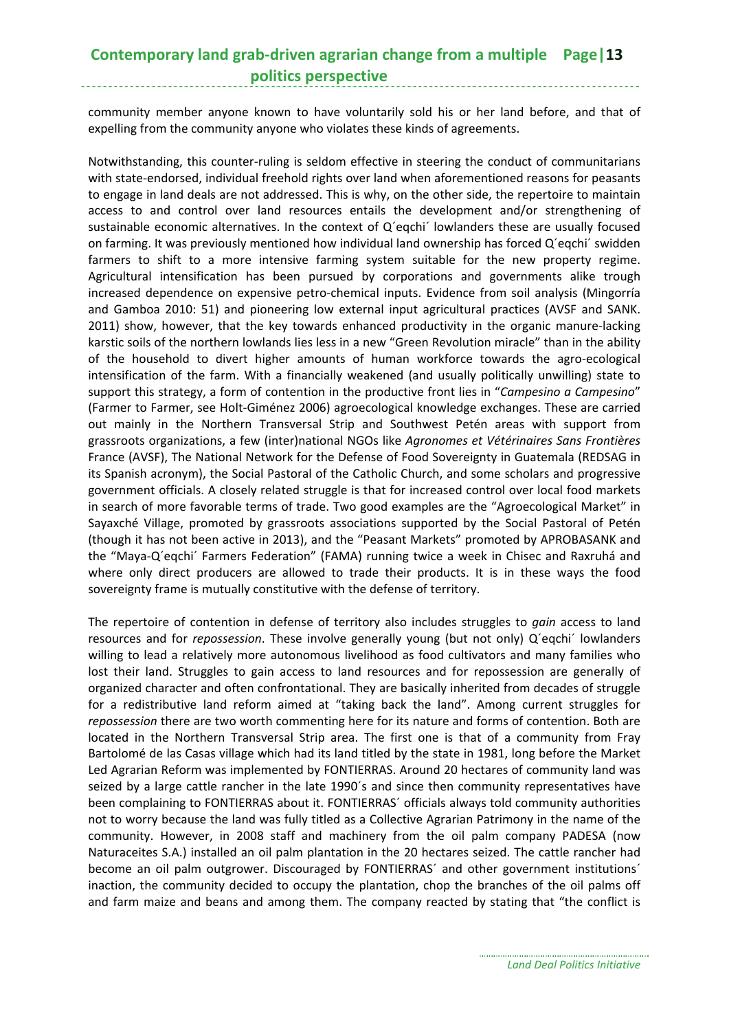community member anyone known to have voluntarily sold his or her land before, and that of expelling from the community anyone who violates these kinds of agreements.

Notwithstanding, this counter-ruling is seldom effective in steering the conduct of communitarians with state-endorsed, individual freehold rights over land when aforementioned reasons for peasants to engage in land deals are not addressed. This is why, on the other side, the repertoire to maintain access to and control over land resources entails the development and/or strengthening of sustainable economic alternatives. In the context of Q´eqchi´ lowlanders these are usually focused on farming. It was previously mentioned how individual land ownership has forced Q´eqchi´ swidden farmers to shift to a more intensive farming system suitable for the new property regime. Agricultural intensification has been pursued by corporations and governments alike trough increased dependence on expensive petro-chemical inputs. Evidence from soil analysis (Mingorría and Gamboa 2010: 51) and pioneering low external input agricultural practices (AVSF and SANK. 2011) show, however, that the key towards enhanced productivity in the organic manure-lacking karstic soils of the northern lowlands lies less in a new "Green Revolution miracle" than in the ability of the household to divert higher amounts of human workforce towards the agro-ecological intensification of the farm. With a financially weakened (and usually politically unwilling) state to support this strategy, a form of contention in the productive front lies in "*Campesino a Campesino*" (Farmer to Farmer, see Holt-Giménez 2006) agroecological knowledge exchanges. These are carried out mainly in the Northern Transversal Strip and Southwest Petén areas with support from grassroots organizations, a few (inter)national NGOs like *Agronomes et Vétérinaires Sans Frontières* France (AVSF), The National Network for the Defense of Food Sovereignty in Guatemala (REDSAG in its Spanish acronym), the Social Pastoral of the Catholic Church, and some scholars and progressive government officials. A closely related struggle is that for increased control over local food markets in search of more favorable terms of trade. Two good examples are the "Agroecological Market" in Sayaxché Village, promoted by grassroots associations supported by the Social Pastoral of Petén (though it has not been active in 2013), and the "Peasant Markets" promoted by APROBASANK and the "Maya-Q´eqchi´ Farmers Federation" (FAMA) running twice a week in Chisec and Raxruhá and where only direct producers are allowed to trade their products. It is in these ways the food sovereignty frame is mutually constitutive with the defense of territory.

The repertoire of contention in defense of territory also includes struggles to *gain* access to land resources and for *repossession*. These involve generally young (but not only) Q´eqchi´ lowlanders willing to lead a relatively more autonomous livelihood as food cultivators and many families who lost their land. Struggles to gain access to land resources and for repossession are generally of organized character and often confrontational. They are basically inherited from decades of struggle for a redistributive land reform aimed at "taking back the land". Among current struggles for *repossession* there are two worth commenting here for its nature and forms of contention. Both are located in the Northern Transversal Strip area. The first one is that of a community from Fray Bartolomé de las Casas village which had its land titled by the state in 1981, long before the Market Led Agrarian Reform was implemented by FONTIERRAS. Around 20 hectares of community land was seized by a large cattle rancher in the late 1990´s and since then community representatives have been complaining to FONTIERRAS about it. FONTIERRAS´ officials always told community authorities not to worry because the land was fully titled as a Collective Agrarian Patrimony in the name of the community. However, in 2008 staff and machinery from the oil palm company PADESA (now Naturaceites S.A.) installed an oil palm plantation in the 20 hectares seized. The cattle rancher had become an oil palm outgrower. Discouraged by FONTIERRAS´ and other government institutions´ inaction, the community decided to occupy the plantation, chop the branches of the oil palms off and farm maize and beans and among them. The company reacted by stating that "the conflict is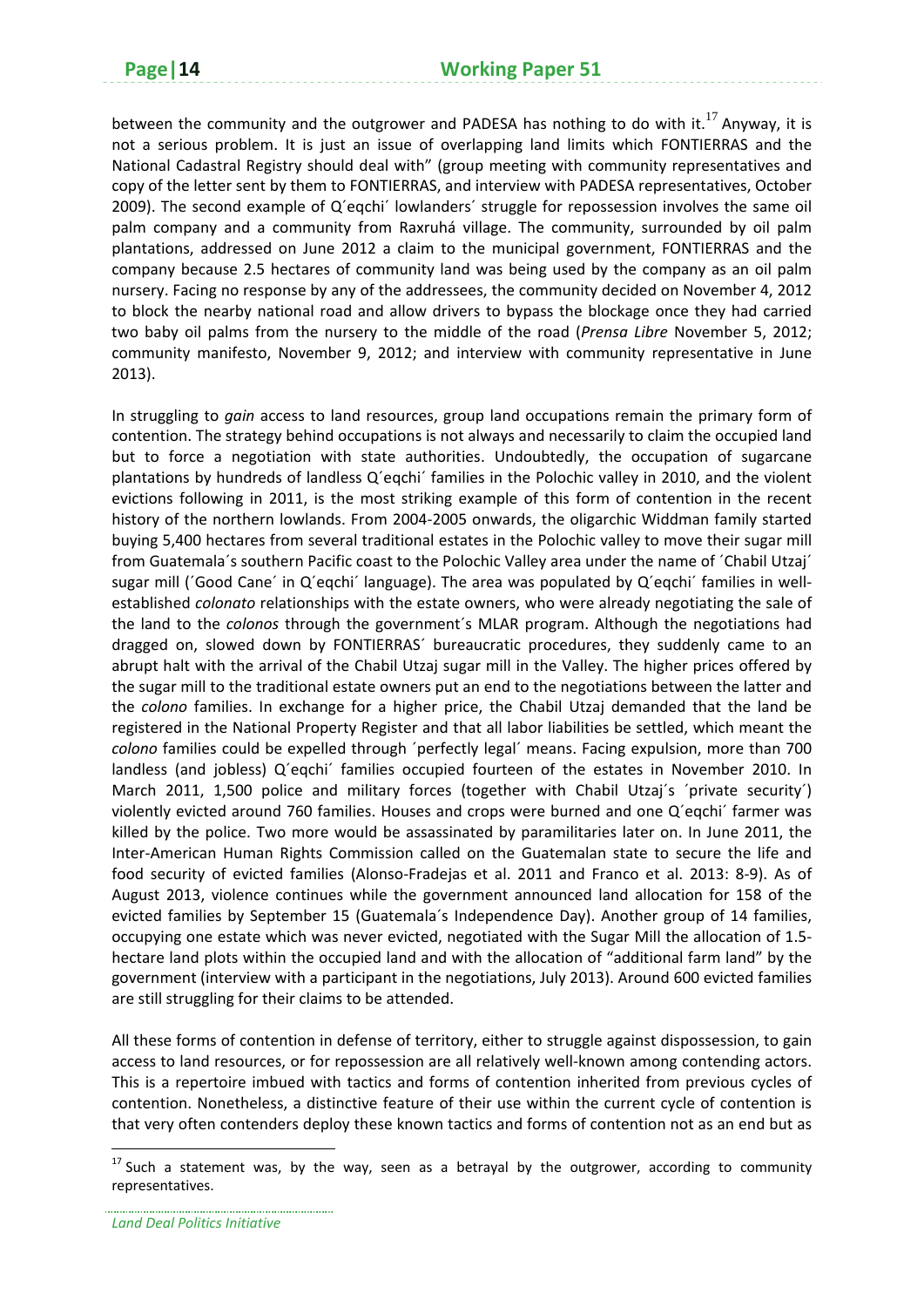between the community and the outgrower and PADESA has nothing to do with it.[17] Anyway, it is not a serious problem. It is just an issue of overlapping land limits which FONTIERRAS and the National Cadastral Registry should deal with" (group meeting with community representatives and copy of the letter sent by them to FONTIERRAS, and interview with PADESA representatives, October 2009). The second example of Q´eqchi´ lowlanders´ struggle for repossession involves the same oil palm company and a community from Raxruhá village. The community, surrounded by oil palm plantations, addressed on June 2012 a claim to the municipal government, FONTIERRAS and the company because 2.5 hectares of community land was being used by the company as an oil palm nursery. Facing no response by any of the addressees, the community decided on November 4, 2012 to block the nearby national road and allow drivers to bypass the blockage once they had carried two baby oil palms from the nursery to the middle of the road (*Prensa Libre* November 5, 2012; community manifesto, November 9, 2012; and interview with community representative in June 2013).

In struggling to *gain* access to land resources, group land occupations remain the primary form of contention. The strategy behind occupations is not always and necessarily to claim the occupied land but to force a negotiation with state authorities. Undoubtedly, the occupation of sugarcane plantations by hundreds of landless Q´eqchi´ families in the Polochic valley in 2010, and the violent evictions following in 2011, is the most striking example of this form of contention in the recent history of the northern lowlands. From 2004-2005 onwards, the oligarchic Widdman family started buying 5,400 hectares from several traditional estates in the Polochic valley to move their sugar mill from Guatemala´s southern Pacific coast to the Polochic Valley area under the name of ´Chabil Utzaj´ sugar mill (´Good Cane´ in Q´eqchi´ language). The area was populated by Q´eqchi´ families in well-established *colonato* relationships with the estate owners, who were already negotiating the sale of the land to the *colonos* through the government´s MLAR program. Although the negotiations had dragged on, slowed down by FONTIERRAS´ bureaucratic procedures, they suddenly came to an abrupt halt with the arrival of the Chabil Utzaj sugar mill in the Valley. The higher prices offered by the sugar mill to the traditional estate owners put an end to the negotiations between the latter and the *colono* families. In exchange for a higher price, the Chabil Utzaj demanded that the land be registered in the National Property Register and that all labor liabilities be settled, which meant the *colono* families could be expelled through ´perfectly legal´ means. Facing expulsion, more than 700 landless (and jobless) Q´eqchi´ families occupied fourteen of the estates in November 2010. In March 2011, 1,500 police and military forces (together with Chabil Utzaj´s ´private security´) violently evicted around 760 families. Houses and crops were burned and one Q´eqchi´ farmer was killed by the police. Two more would be assassinated by paramilitaries later on. In June 2011, the Inter-American Human Rights Commission called on the Guatemalan state to secure the life and food security of evicted families (Alonso-Fradejas et al. 2011 and Franco et al. 2013: 8-9). As of August 2013, violence continues while the government announced land allocation for 158 of the evicted families by September 15 (Guatemala´s Independence Day). Another group of 14 families, occupying one estate which was never evicted, negotiated with the Sugar Mill the allocation of 1.5-hectare land plots within the occupied land and with the allocation of "additional farm land" by the government (interview with a participant in the negotiations, July 2013). Around 600 evicted families are still struggling for their claims to be attended.

All these forms of contention in defense of territory, either to struggle against dispossession, to gain access to land resources, or for repossession are all relatively well-known among contending actors. This is a repertoire imbued with tactics and forms of contention inherited from previous cycles of contention. Nonetheless, a distinctive feature of their use within the current cycle of contention is that very often contenders deploy these known tactics and forms of contention not as an end but as

[17] Such a statement was, by the way, seen as a betrayal by the outgrower, according to community representatives.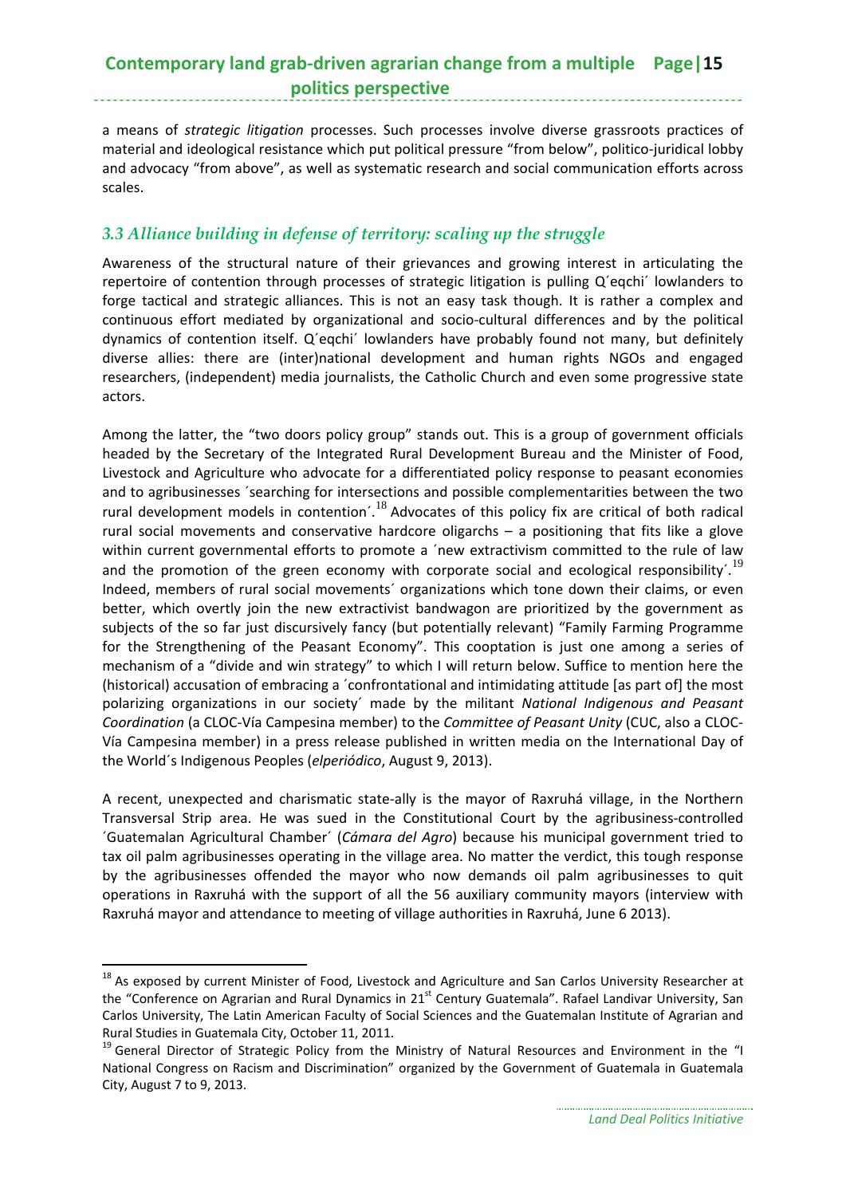a means of *strategic litigation* processes. Such processes involve diverse grassroots practices of material and ideological resistance which put political pressure "from below", politico-juridical lobby and advocacy "from above", as well as systematic research and social communication efforts across scales.

### *3.3 Alliance building in defense of territory: scaling up the struggle*

Awareness of the structural nature of their grievances and growing interest in articulating the repertoire of contention through processes of strategic litigation is pulling Q´eqchi´ lowlanders to forge tactical and strategic alliances. This is not an easy task though. It is rather a complex and continuous effort mediated by organizational and socio-cultural differences and by the political dynamics of contention itself. Q´eqchi´ lowlanders have probably found not many, but definitely diverse allies: there are (inter)national development and human rights NGOs and engaged researchers, (independent) media journalists, the Catholic Church and even some progressive state actors.

Among the latter, the "two doors policy group" stands out. This is a group of government officials headed by the Secretary of the Integrated Rural Development Bureau and the Minister of Food, Livestock and Agriculture who advocate for a differentiated policy response to peasant economies and to agribusinesses ´searching for intersections and possible complementarities between the two rural development models in contention´.[18] Advocates of this policy fix are critical of both radical rural social movements and conservative hardcore oligarchs – a positioning that fits like a glove within current governmental efforts to promote a ´new extractivism committed to the rule of law and the promotion of the green economy with corporate social and ecological responsibility´.[19] Indeed, members of rural social movements´ organizations which tone down their claims, or even better, which overtly join the new extractivist bandwagon are prioritized by the government as subjects of the so far just discursively fancy (but potentially relevant) "Family Farming Programme for the Strengthening of the Peasant Economy". This cooptation is just one among a series of mechanism of a "divide and win strategy" to which I will return below. Suffice to mention here the (historical) accusation of embracing a ´confrontational and intimidating attitude [as part of] the most polarizing organizations in our society´ made by the militant *National Indigenous and Peasant Coordination* (a CLOC-Vía Campesina member) to the *Committee of Peasant Unity* (CUC, also a CLOC-Vía Campesina member) in a press release published in written media on the International Day of the World´s Indigenous Peoples (*elperiódico*, August 9, 2013).

A recent, unexpected and charismatic state-ally is the mayor of Raxruhá village, in the Northern Transversal Strip area. He was sued in the Constitutional Court by the agribusiness-controlled ´Guatemalan Agricultural Chamber´ (*Cámara del Agro*) because his municipal government tried to tax oil palm agribusinesses operating in the village area. No matter the verdict, this tough response by the agribusinesses offended the mayor who now demands oil palm agribusinesses to quit operations in Raxruhá with the support of all the 56 auxiliary community mayors (interview with Raxruhá mayor and attendance to meeting of village authorities in Raxruhá, June 6 2013).

---

[18] As exposed by current Minister of Food, Livestock and Agriculture and San Carlos University Researcher at the "Conference on Agrarian and Rural Dynamics in 21st Century Guatemala". Rafael Landivar University, San Carlos University, The Latin American Faculty of Social Sciences and the Guatemalan Institute of Agrarian and Rural Studies in Guatemala City, October 11, 2011.

[19] General Director of Strategic Policy from the Ministry of Natural Resources and Environment in the "I National Congress on Racism and Discrimination" organized by the Government of Guatemala in Guatemala City, August 7 to 9, 2013.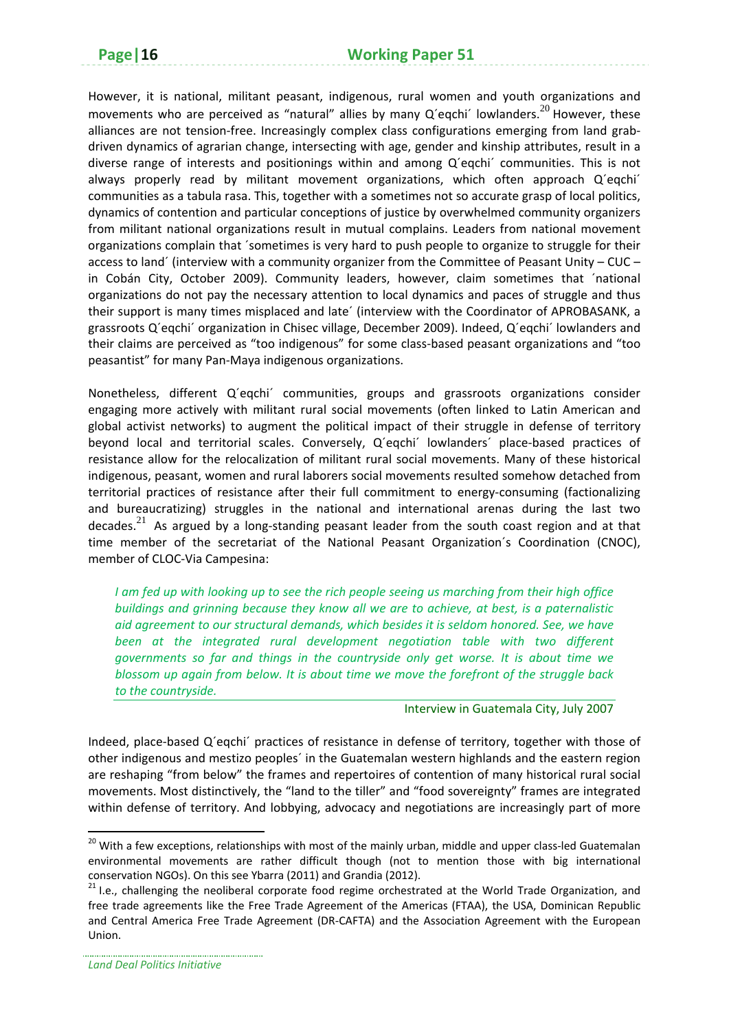However, it is national, militant peasant, indigenous, rural women and youth organizations and movements who are perceived as "natural" allies by many Q´eqchi´ lowlanders.[20] However, these alliances are not tension-free. Increasingly complex class configurations emerging from land grab-driven dynamics of agrarian change, intersecting with age, gender and kinship attributes, result in a diverse range of interests and positionings within and among Q´eqchi´ communities. This is not always properly read by militant movement organizations, which often approach Q´eqchi´ communities as a tabula rasa. This, together with a sometimes not so accurate grasp of local politics, dynamics of contention and particular conceptions of justice by overwhelmed community organizers from militant national organizations result in mutual complains. Leaders from national movement organizations complain that ´sometimes is very hard to push people to organize to struggle for their access to land´ (interview with a community organizer from the Committee of Peasant Unity – CUC – in Cobán City, October 2009). Community leaders, however, claim sometimes that ´national organizations do not pay the necessary attention to local dynamics and paces of struggle and thus their support is many times misplaced and late´ (interview with the Coordinator of APROBASANK, a grassroots Q´eqchi´ organization in Chisec village, December 2009). Indeed, Q´eqchi´ lowlanders and their claims are perceived as "too indigenous" for some class-based peasant organizations and "too peasantist" for many Pan-Maya indigenous organizations.

Nonetheless, different Q´eqchi´ communities, groups and grassroots organizations consider engaging more actively with militant rural social movements (often linked to Latin American and global activist networks) to augment the political impact of their struggle in defense of territory beyond local and territorial scales. Conversely, Q´eqchi´ lowlanders´ place-based practices of resistance allow for the relocalization of militant rural social movements. Many of these historical indigenous, peasant, women and rural laborers social movements resulted somehow detached from territorial practices of resistance after their full commitment to energy-consuming (factionalizing and bureaucratizing) struggles in the national and international arenas during the last two decades.[21] As argued by a long-standing peasant leader from the south coast region and at that time member of the secretariat of the National Peasant Organization´s Coordination (CNOC), member of CLOC-Via Campesina:

> *I am fed up with looking up to see the rich people seeing us marching from their high office buildings and grinning because they know all we are to achieve, at best, is a paternalistic aid agreement to our structural demands, which besides it is seldom honored. See, we have been at the integrated rural development negotiation table with two different governments so far and things in the countryside only get worse. It is about time we blossom up again from below. It is about time we move the forefront of the struggle back to the countryside.*
>
> Interview in Guatemala City, July 2007

Indeed, place-based Q´eqchi´ practices of resistance in defense of territory, together with those of other indigenous and mestizo peoples´ in the Guatemalan western highlands and the eastern region are reshaping "from below" the frames and repertoires of contention of many historical rural social movements. Most distinctively, the "land to the tiller" and "food sovereignty" frames are integrated within defense of territory. And lobbying, advocacy and negotiations are increasingly part of more

---

[20] With a few exceptions, relationships with most of the mainly urban, middle and upper class-led Guatemalan environmental movements are rather difficult though (not to mention those with big international conservation NGOs). On this see Ybarra (2011) and Grandia (2012).

[21] I.e., challenging the neoliberal corporate food regime orchestrated at the World Trade Organization, and free trade agreements like the Free Trade Agreement of the Americas (FTAA), the USA, Dominican Republic and Central America Free Trade Agreement (DR-CAFTA) and the Association Agreement with the European Union.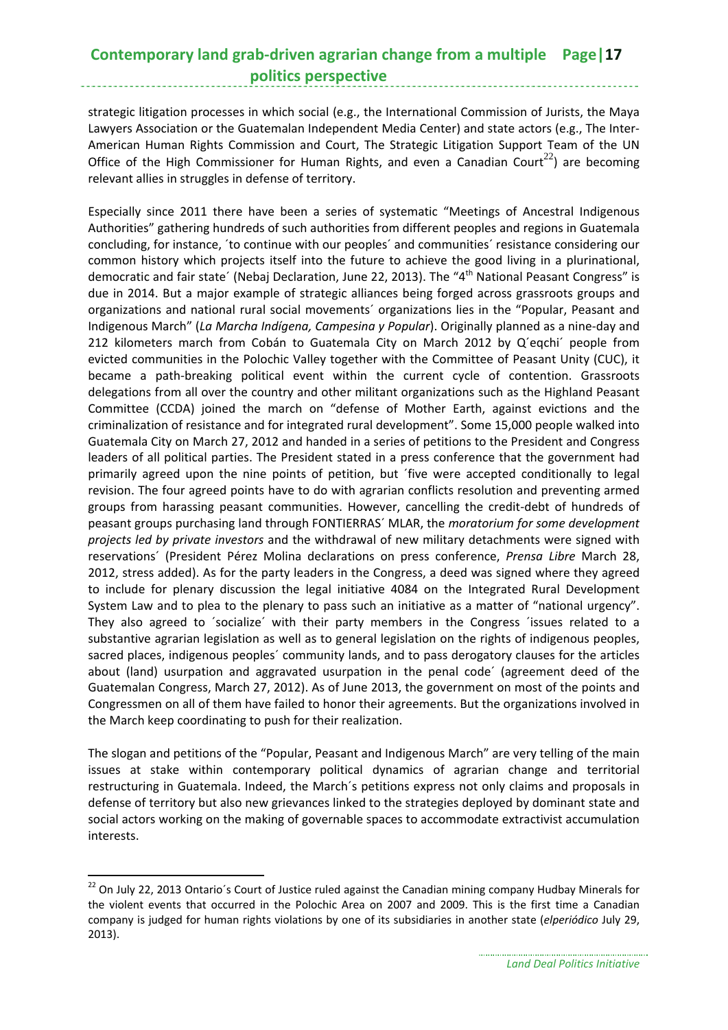strategic litigation processes in which social (e.g., the International Commission of Jurists, the Maya Lawyers Association or the Guatemalan Independent Media Center) and state actors (e.g., The Inter-American Human Rights Commission and Court, The Strategic Litigation Support Team of the UN Office of the High Commissioner for Human Rights, and even a Canadian Court[22]) are becoming relevant allies in struggles in defense of territory.

Especially since 2011 there have been a series of systematic "Meetings of Ancestral Indigenous Authorities" gathering hundreds of such authorities from different peoples and regions in Guatemala concluding, for instance, ´to continue with our peoples´ and communities´ resistance considering our common history which projects itself into the future to achieve the good living in a plurinational, democratic and fair state´ (Nebaj Declaration, June 22, 2013). The "4th National Peasant Congress" is due in 2014. But a major example of strategic alliances being forged across grassroots groups and organizations and national rural social movements´ organizations lies in the "Popular, Peasant and Indigenous March" (*La Marcha Indígena, Campesina y Popular*). Originally planned as a nine-day and 212 kilometers march from Cobán to Guatemala City on March 2012 by Q´eqchi´ people from evicted communities in the Polochic Valley together with the Committee of Peasant Unity (CUC), it became a path-breaking political event within the current cycle of contention. Grassroots delegations from all over the country and other militant organizations such as the Highland Peasant Committee (CCDA) joined the march on "defense of Mother Earth, against evictions and the criminalization of resistance and for integrated rural development". Some 15,000 people walked into Guatemala City on March 27, 2012 and handed in a series of petitions to the President and Congress leaders of all political parties. The President stated in a press conference that the government had primarily agreed upon the nine points of petition, but ´five were accepted conditionally to legal revision. The four agreed points have to do with agrarian conflicts resolution and preventing armed groups from harassing peasant communities. However, cancelling the credit-debt of hundreds of peasant groups purchasing land through FONTIERRAS´ MLAR, the *moratorium for some development projects led by private investors* and the withdrawal of new military detachments were signed with reservations´ (President Pérez Molina declarations on press conference, *Prensa Libre* March 28, 2012, stress added). As for the party leaders in the Congress, a deed was signed where they agreed to include for plenary discussion the legal initiative 4084 on the Integrated Rural Development System Law and to plea to the plenary to pass such an initiative as a matter of "national urgency". They also agreed to ´socialize´ with their party members in the Congress ´issues related to a substantive agrarian legislation as well as to general legislation on the rights of indigenous peoples, sacred places, indigenous peoples´ community lands, and to pass derogatory clauses for the articles about (land) usurpation and aggravated usurpation in the penal code´ (agreement deed of the Guatemalan Congress, March 27, 2012). As of June 2013, the government on most of the points and Congressmen on all of them have failed to honor their agreements. But the organizations involved in the March keep coordinating to push for their realization.

The slogan and petitions of the "Popular, Peasant and Indigenous March" are very telling of the main issues at stake within contemporary political dynamics of agrarian change and territorial restructuring in Guatemala. Indeed, the March´s petitions express not only claims and proposals in defense of territory but also new grievances linked to the strategies deployed by dominant state and social actors working on the making of governable spaces to accommodate extractivist accumulation interests.

[22] On July 22, 2013 Ontario´s Court of Justice ruled against the Canadian mining company Hudbay Minerals for the violent events that occurred in the Polochic Area on 2007 and 2009. This is the first time a Canadian company is judged for human rights violations by one of its subsidiaries in another state (*elperiódico* July 29, 2013).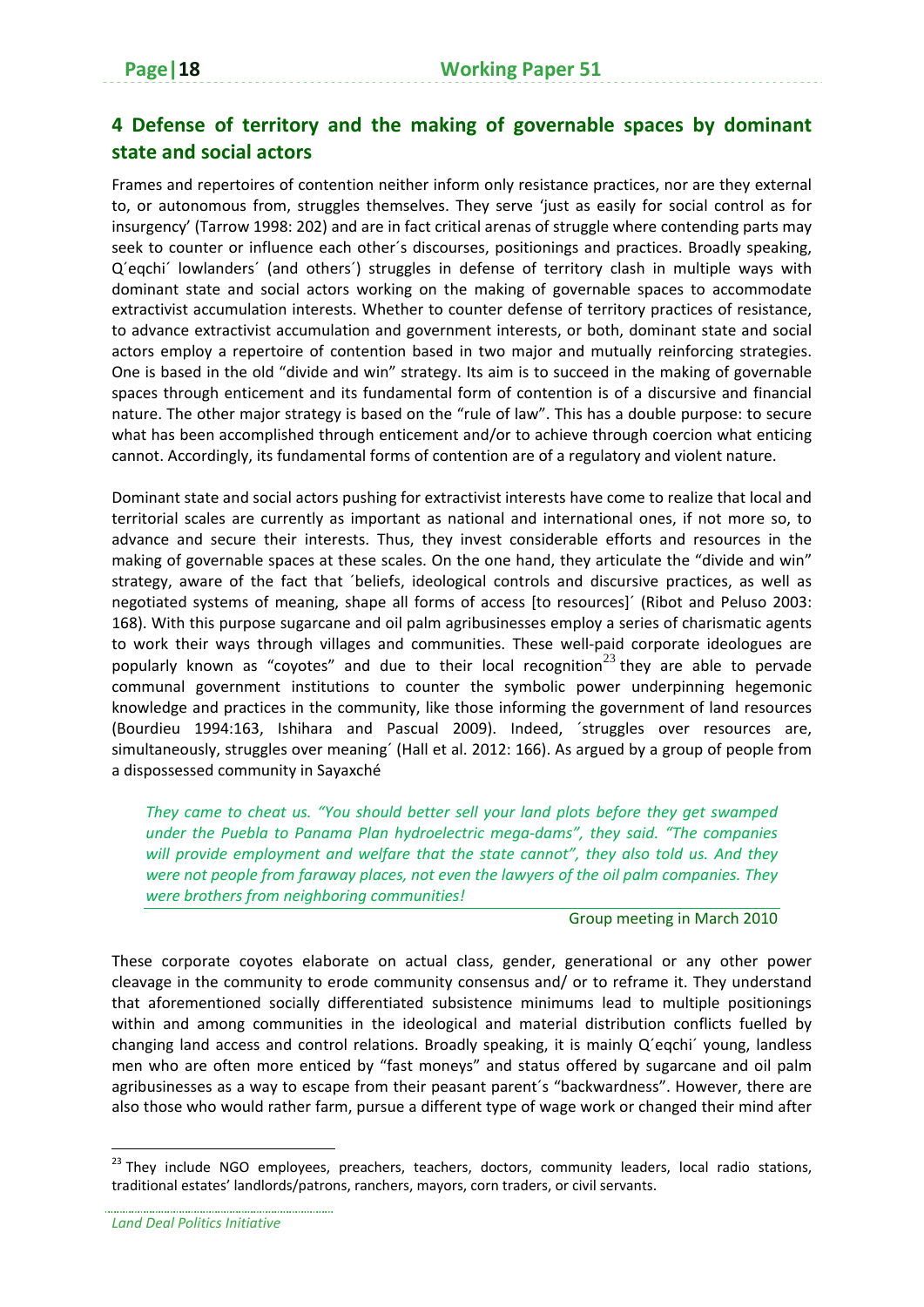## 4 Defense of territory and the making of governable spaces by dominant state and social actors

Frames and repertoires of contention neither inform only resistance practices, nor are they external to, or autonomous from, struggles themselves. They serve 'just as easily for social control as for insurgency' (Tarrow 1998: 202) and are in fact critical arenas of struggle where contending parts may seek to counter or influence each other´s discourses, positionings and practices. Broadly speaking, Q´eqchi´ lowlanders´ (and others´) struggles in defense of territory clash in multiple ways with dominant state and social actors working on the making of governable spaces to accommodate extractivist accumulation interests. Whether to counter defense of territory practices of resistance, to advance extractivist accumulation and government interests, or both, dominant state and social actors employ a repertoire of contention based in two major and mutually reinforcing strategies. One is based in the old "divide and win" strategy. Its aim is to succeed in the making of governable spaces through enticement and its fundamental form of contention is of a discursive and financial nature. The other major strategy is based on the "rule of law". This has a double purpose: to secure what has been accomplished through enticement and/or to achieve through coercion what enticing cannot. Accordingly, its fundamental forms of contention are of a regulatory and violent nature.

Dominant state and social actors pushing for extractivist interests have come to realize that local and territorial scales are currently as important as national and international ones, if not more so, to advance and secure their interests. Thus, they invest considerable efforts and resources in the making of governable spaces at these scales. On the one hand, they articulate the "divide and win" strategy, aware of the fact that ´beliefs, ideological controls and discursive practices, as well as negotiated systems of meaning, shape all forms of access [to resources]´ (Ribot and Peluso 2003: 168). With this purpose sugarcane and oil palm agribusinesses employ a series of charismatic agents to work their ways through villages and communities. These well-paid corporate ideologues are popularly known as "coyotes" and due to their local recognition[23] they are able to pervade communal government institutions to counter the symbolic power underpinning hegemonic knowledge and practices in the community, like those informing the government of land resources (Bourdieu 1994:163, Ishihara and Pascual 2009). Indeed, ´struggles over resources are, simultaneously, struggles over meaning´ (Hall et al. 2012: 166). As argued by a group of people from a dispossessed community in Sayaxché

> *They came to cheat us. "You should better sell your land plots before they get swamped under the Puebla to Panama Plan hydroelectric mega-dams", they said. "The companies will provide employment and welfare that the state cannot", they also told us. And they were not people from faraway places, not even the lawyers of the oil palm companies. They were brothers from neighboring communities!*
>
> Group meeting in March 2010

These corporate coyotes elaborate on actual class, gender, generational or any other power cleavage in the community to erode community consensus and/ or to reframe it. They understand that aforementioned socially differentiated subsistence minimums lead to multiple positionings within and among communities in the ideological and material distribution conflicts fuelled by changing land access and control relations. Broadly speaking, it is mainly Q´eqchi´ young, landless men who are often more enticed by "fast moneys" and status offered by sugarcane and oil palm agribusinesses as a way to escape from their peasant parent´s "backwardness". However, there are also those who would rather farm, pursue a different type of wage work or changed their mind after

[23] They include NGO employees, preachers, teachers, doctors, community leaders, local radio stations, traditional estates' landlords/patrons, ranchers, mayors, corn traders, or civil servants.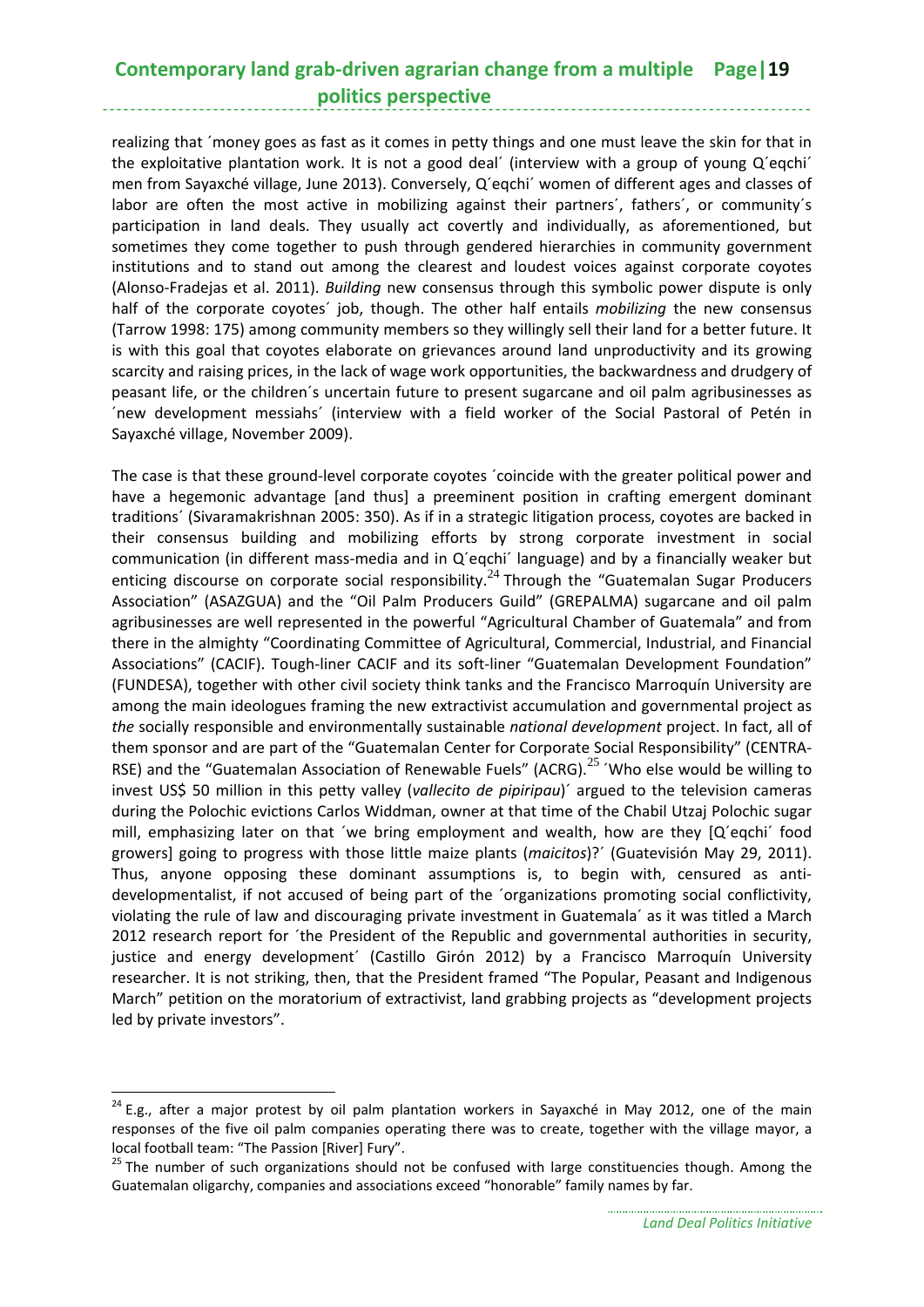realizing that ´money goes as fast as it comes in petty things and one must leave the skin for that in the exploitative plantation work. It is not a good deal´ (interview with a group of young Q´eqchi´ men from Sayaxché village, June 2013). Conversely, Q´eqchi´ women of different ages and classes of labor are often the most active in mobilizing against their partners´, fathers´, or community´s participation in land deals. They usually act covertly and individually, as aforementioned, but sometimes they come together to push through gendered hierarchies in community government institutions and to stand out among the clearest and loudest voices against corporate coyotes (Alonso-Fradejas et al. 2011). *Building* new consensus through this symbolic power dispute is only half of the corporate coyotes´ job, though. The other half entails *mobilizing* the new consensus (Tarrow 1998: 175) among community members so they willingly sell their land for a better future. It is with this goal that coyotes elaborate on grievances around land unproductivity and its growing scarcity and raising prices, in the lack of wage work opportunities, the backwardness and drudgery of peasant life, or the children´s uncertain future to present sugarcane and oil palm agribusinesses as ´new development messiahs´ (interview with a field worker of the Social Pastoral of Petén in Sayaxché village, November 2009).

The case is that these ground-level corporate coyotes ´coincide with the greater political power and have a hegemonic advantage [and thus] a preeminent position in crafting emergent dominant traditions´ (Sivaramakrishnan 2005: 350). As if in a strategic litigation process, coyotes are backed in their consensus building and mobilizing efforts by strong corporate investment in social communication (in different mass-media and in Q´eqchi´ language) and by a financially weaker but enticing discourse on corporate social responsibility.[24] Through the "Guatemalan Sugar Producers Association" (ASAZGUA) and the "Oil Palm Producers Guild" (GREPALMA) sugarcane and oil palm agribusinesses are well represented in the powerful "Agricultural Chamber of Guatemala" and from there in the almighty "Coordinating Committee of Agricultural, Commercial, Industrial, and Financial Associations" (CACIF). Tough-liner CACIF and its soft-liner "Guatemalan Development Foundation" (FUNDESA), together with other civil society think tanks and the Francisco Marroquín University are among the main ideologues framing the new extractivist accumulation and governmental project as *the* socially responsible and environmentally sustainable *national development* project. In fact, all of them sponsor and are part of the "Guatemalan Center for Corporate Social Responsibility" (CENTRA-RSE) and the "Guatemalan Association of Renewable Fuels" (ACRG).[25] ´Who else would be willing to invest US$ 50 million in this petty valley (*vallecito de pipiripau*)´ argued to the television cameras during the Polochic evictions Carlos Widdman, owner at that time of the Chabil Utzaj Polochic sugar mill, emphasizing later on that ´we bring employment and wealth, how are they [Q´eqchi´ food growers] going to progress with those little maize plants (*maicitos*)?´ (Guatevisión May 29, 2011). Thus, anyone opposing these dominant assumptions is, to begin with, censured as anti-developmentalist, if not accused of being part of the ´organizations promoting social conflictivity, violating the rule of law and discouraging private investment in Guatemala´ as it was titled a March 2012 research report for ´the President of the Republic and governmental authorities in security, justice and energy development´ (Castillo Girón 2012) by a Francisco Marroquín University researcher. It is not striking, then, that the President framed "The Popular, Peasant and Indigenous March" petition on the moratorium of extractivist, land grabbing projects as "development projects led by private investors".

---

[24] E.g., after a major protest by oil palm plantation workers in Sayaxché in May 2012, one of the main responses of the five oil palm companies operating there was to create, together with the village mayor, a local football team: "The Passion [River] Fury".

[25] The number of such organizations should not be confused with large constituencies though. Among the Guatemalan oligarchy, companies and associations exceed "honorable" family names by far.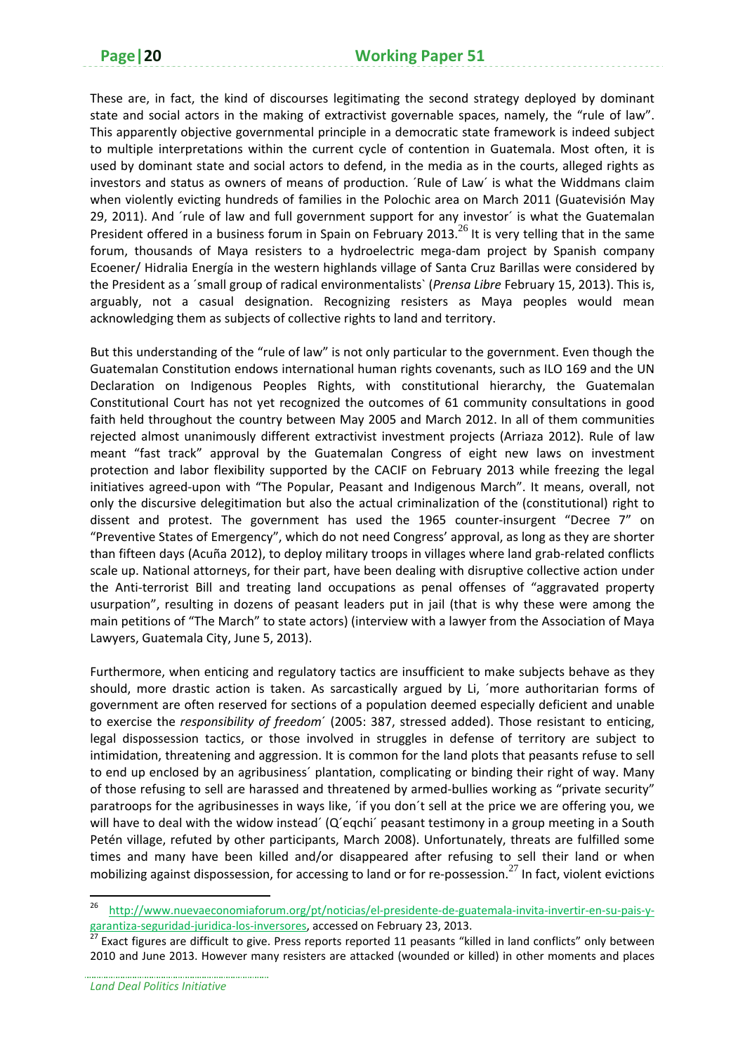These are, in fact, the kind of discourses legitimating the second strategy deployed by dominant state and social actors in the making of extractivist governable spaces, namely, the "rule of law". This apparently objective governmental principle in a democratic state framework is indeed subject to multiple interpretations within the current cycle of contention in Guatemala. Most often, it is used by dominant state and social actors to defend, in the media as in the courts, alleged rights as investors and status as owners of means of production. ´Rule of Law´ is what the Widdmans claim when violently evicting hundreds of families in the Polochic area on March 2011 (Guatevisión May 29, 2011). And ´rule of law and full government support for any investor´ is what the Guatemalan President offered in a business forum in Spain on February 2013.[26] It is very telling that in the same forum, thousands of Maya resisters to a hydroelectric mega-dam project by Spanish company Ecoener/ Hidralia Energía in the western highlands village of Santa Cruz Barillas were considered by the President as a ´small group of radical environmentalists` (*Prensa Libre* February 15, 2013). This is, arguably, not a casual designation. Recognizing resisters as Maya peoples would mean acknowledging them as subjects of collective rights to land and territory.

But this understanding of the "rule of law" is not only particular to the government. Even though the Guatemalan Constitution endows international human rights covenants, such as ILO 169 and the UN Declaration on Indigenous Peoples Rights, with constitutional hierarchy, the Guatemalan Constitutional Court has not yet recognized the outcomes of 61 community consultations in good faith held throughout the country between May 2005 and March 2012. In all of them communities rejected almost unanimously different extractivist investment projects (Arriaza 2012). Rule of law meant "fast track" approval by the Guatemalan Congress of eight new laws on investment protection and labor flexibility supported by the CACIF on February 2013 while freezing the legal initiatives agreed-upon with "The Popular, Peasant and Indigenous March". It means, overall, not only the discursive delegitimation but also the actual criminalization of the (constitutional) right to dissent and protest. The government has used the 1965 counter-insurgent "Decree 7" on "Preventive States of Emergency", which do not need Congress' approval, as long as they are shorter than fifteen days (Acuña 2012), to deploy military troops in villages where land grab-related conflicts scale up. National attorneys, for their part, have been dealing with disruptive collective action under the Anti-terrorist Bill and treating land occupations as penal offenses of "aggravated property usurpation", resulting in dozens of peasant leaders put in jail (that is why these were among the main petitions of "The March" to state actors) (interview with a lawyer from the Association of Maya Lawyers, Guatemala City, June 5, 2013).

Furthermore, when enticing and regulatory tactics are insufficient to make subjects behave as they should, more drastic action is taken. As sarcastically argued by Li, ´more authoritarian forms of government are often reserved for sections of a population deemed especially deficient and unable to exercise the *responsibility of freedom*´ (2005: 387, stressed added). Those resistant to enticing, legal dispossession tactics, or those involved in struggles in defense of territory are subject to intimidation, threatening and aggression. It is common for the land plots that peasants refuse to sell to end up enclosed by an agribusiness´ plantation, complicating or binding their right of way. Many of those refusing to sell are harassed and threatened by armed-bullies working as "private security" paratroops for the agribusinesses in ways like, ´if you don´t sell at the price we are offering you, we will have to deal with the widow instead´ (Q´eqchi´ peasant testimony in a group meeting in a South Petén village, refuted by other participants, March 2008). Unfortunately, threats are fulfilled some times and many have been killed and/or disappeared after refusing to sell their land or when mobilizing against dispossession, for accessing to land or for re-possession.[27] In fact, violent evictions

---

[26] http://www.nuevaeconomiaforum.org/pt/noticias/el-presidente-de-guatemala-invita-invertir-en-su-pais-y-garantiza-seguridad-juridica-los-inversores, accessed on February 23, 2013.

[27] Exact figures are difficult to give. Press reports reported 11 peasants "killed in land conflicts" only between 2010 and June 2013. However many resisters are attacked (wounded or killed) in other moments and places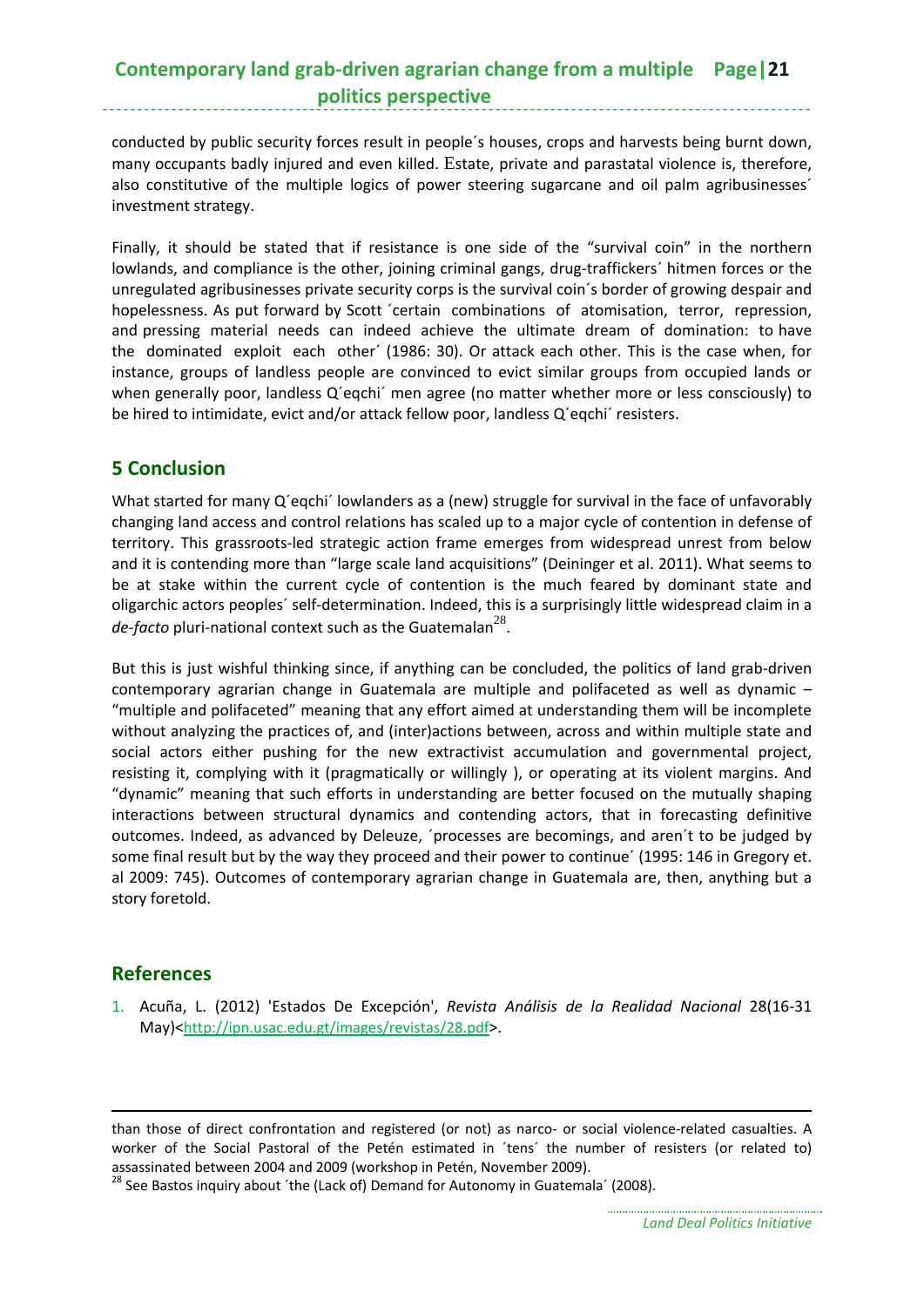conducted by public security forces result in people´s houses, crops and harvests being burnt down, many occupants badly injured and even killed. Estate, private and parastatal violence is, therefore, also constitutive of the multiple logics of power steering sugarcane and oil palm agribusinesses´ investment strategy.

Finally, it should be stated that if resistance is one side of the "survival coin" in the northern lowlands, and compliance is the other, joining criminal gangs, drug-traffickers´ hitmen forces or the unregulated agribusinesses private security corps is the survival coin´s border of growing despair and hopelessness. As put forward by Scott ´certain combinations of atomisation, terror, repression, and pressing material needs can indeed achieve the ultimate dream of domination: to have the dominated exploit each other´ (1986: 30). Or attack each other. This is the case when, for instance, groups of landless people are convinced to evict similar groups from occupied lands or when generally poor, landless Q´eqchi´ men agree (no matter whether more or less consciously) to be hired to intimidate, evict and/or attack fellow poor, landless Q´eqchi´ resisters.

## 5 Conclusion

What started for many Q´eqchi´ lowlanders as a (new) struggle for survival in the face of unfavorably changing land access and control relations has scaled up to a major cycle of contention in defense of territory. This grassroots-led strategic action frame emerges from widespread unrest from below and it is contending more than "large scale land acquisitions" (Deininger et al. 2011). What seems to be at stake within the current cycle of contention is the much feared by dominant state and oligarchic actors peoples´ self-determination. Indeed, this is a surprisingly little widespread claim in a *de-facto* pluri-national context such as the Guatemalan[28].

But this is just wishful thinking since, if anything can be concluded, the politics of land grab-driven contemporary agrarian change in Guatemala are multiple and polifaceted as well as dynamic – "multiple and polifaceted" meaning that any effort aimed at understanding them will be incomplete without analyzing the practices of, and (inter)actions between, across and within multiple state and social actors either pushing for the new extractivist accumulation and governmental project, resisting it, complying with it (pragmatically or willingly ), or operating at its violent margins. And "dynamic" meaning that such efforts in understanding are better focused on the mutually shaping interactions between structural dynamics and contending actors, that in forecasting definitive outcomes. Indeed, as advanced by Deleuze, ´processes are becomings, and aren´t to be judged by some final result but by the way they proceed and their power to continue´ (1995: 146 in Gregory et. al 2009: 745). Outcomes of contemporary agrarian change in Guatemala are, then, anything but a story foretold.

## References

1. Acuña, L. (2012) 'Estados De Excepción', *Revista Análisis de la Realidad Nacional* 28(16-31 May)<http://ipn.usac.edu.gt/images/revistas/28.pdf>.

---

than those of direct confrontation and registered (or not) as narco- or social violence-related casualties. A worker of the Social Pastoral of the Petén estimated in ´tens´ the number of resisters (or related to) assassinated between 2004 and 2009 (workshop in Petén, November 2009).

[28] See Bastos inquiry about ´the (Lack of) Demand for Autonomy in Guatemala´ (2008).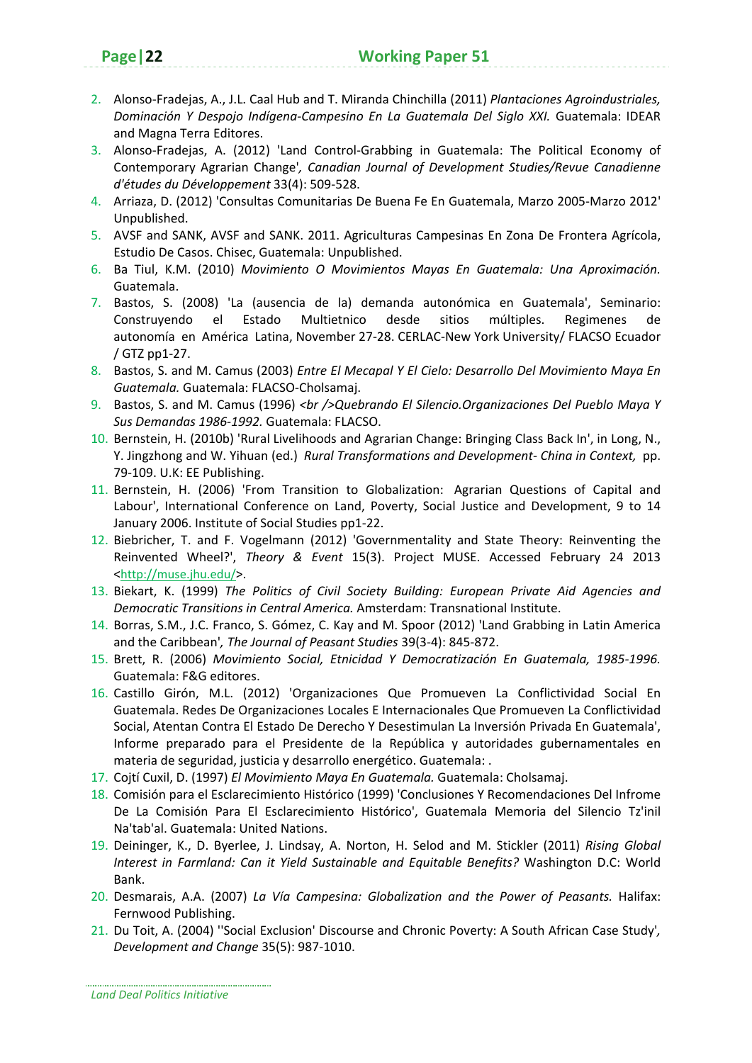2. Alonso-Fradejas, A., J.L. Caal Hub and T. Miranda Chinchilla (2011) *Plantaciones Agroindustriales, Dominación Y Despojo Indígena-Campesino En La Guatemala Del Siglo XXI.* Guatemala: IDEAR and Magna Terra Editores.
3. Alonso-Fradejas, A. (2012) 'Land Control-Grabbing in Guatemala: The Political Economy of Contemporary Agrarian Change'*, Canadian Journal of Development Studies/Revue Canadienne d'études du Développement* 33(4): 509-528.
4. Arriaza, D. (2012) 'Consultas Comunitarias De Buena Fe En Guatemala, Marzo 2005-Marzo 2012' Unpublished.
5. AVSF and SANK, AVSF and SANK. 2011. Agriculturas Campesinas En Zona De Frontera Agrícola, Estudio De Casos. Chisec, Guatemala: Unpublished.
6. Ba Tiul, K.M. (2010) *Movimiento O Movimientos Mayas En Guatemala: Una Aproximación.* Guatemala.
7. Bastos, S. (2008) 'La (ausencia de la) demanda autonómica en Guatemala', Seminario: Construyendo el Estado Multietnico desde sitios múltiples. Regimenes de autonomía en América Latina, November 27-28. CERLAC-New York University/ FLACSO Ecuador / GTZ pp1-27.
8. Bastos, S. and M. Camus (2003) *Entre El Mecapal Y El Cielo: Desarrollo Del Movimiento Maya En Guatemala.* Guatemala: FLACSO-Cholsamaj.
9. Bastos, S. and M. Camus (1996) *<br />Quebrando El Silencio.Organizaciones Del Pueblo Maya Y Sus Demandas 1986-1992.* Guatemala: FLACSO.
10. Bernstein, H. (2010b) 'Rural Livelihoods and Agrarian Change: Bringing Class Back In', in Long, N., Y. Jingzhong and W. Yihuan (ed.) *Rural Transformations and Development- China in Context,* pp. 79-109. U.K: EE Publishing.
11. Bernstein, H. (2006) 'From Transition to Globalization: Agrarian Questions of Capital and Labour', International Conference on Land, Poverty, Social Justice and Development, 9 to 14 January 2006. Institute of Social Studies pp1-22.
12. Biebricher, T. and F. Vogelmann (2012) 'Governmentality and State Theory: Reinventing the Reinvented Wheel?', *Theory & Event* 15(3). Project MUSE. Accessed February 24 2013 <http://muse.jhu.edu/>.
13. Biekart, K. (1999) *The Politics of Civil Society Building: European Private Aid Agencies and Democratic Transitions in Central America.* Amsterdam: Transnational Institute.
14. Borras, S.M., J.C. Franco, S. Gómez, C. Kay and M. Spoor (2012) 'Land Grabbing in Latin America and the Caribbean'*, The Journal of Peasant Studies* 39(3-4): 845-872.
15. Brett, R. (2006) *Movimiento Social, Etnicidad Y Democratización En Guatemala, 1985-1996.* Guatemala: F&G editores.
16. Castillo Girón, M.L. (2012) 'Organizaciones Que Promueven La Conflictividad Social En Guatemala. Redes De Organizaciones Locales E Internacionales Que Promueven La Conflictividad Social, Atentan Contra El Estado De Derecho Y Desestimulan La Inversión Privada En Guatemala', Informe preparado para el Presidente de la República y autoridades gubernamentales en materia de seguridad, justicia y desarrollo energético. Guatemala: .
17. Cojtí Cuxil, D. (1997) *El Movimiento Maya En Guatemala.* Guatemala: Cholsamaj.
18. Comisión para el Esclarecimiento Histórico (1999) 'Conclusiones Y Recomendaciones Del Infrome De La Comisión Para El Esclarecimiento Histórico', Guatemala Memoria del Silencio Tz'inil Na'tab'al. Guatemala: United Nations.
19. Deininger, K., D. Byerlee, J. Lindsay, A. Norton, H. Selod and M. Stickler (2011) *Rising Global Interest in Farmland: Can it Yield Sustainable and Equitable Benefits?* Washington D.C: World Bank.
20. Desmarais, A.A. (2007) *La Vía Campesina: Globalization and the Power of Peasants.* Halifax: Fernwood Publishing.
21. Du Toit, A. (2004) ''Social Exclusion' Discourse and Chronic Poverty: A South African Case Study'*, Development and Change* 35(5): 987-1010.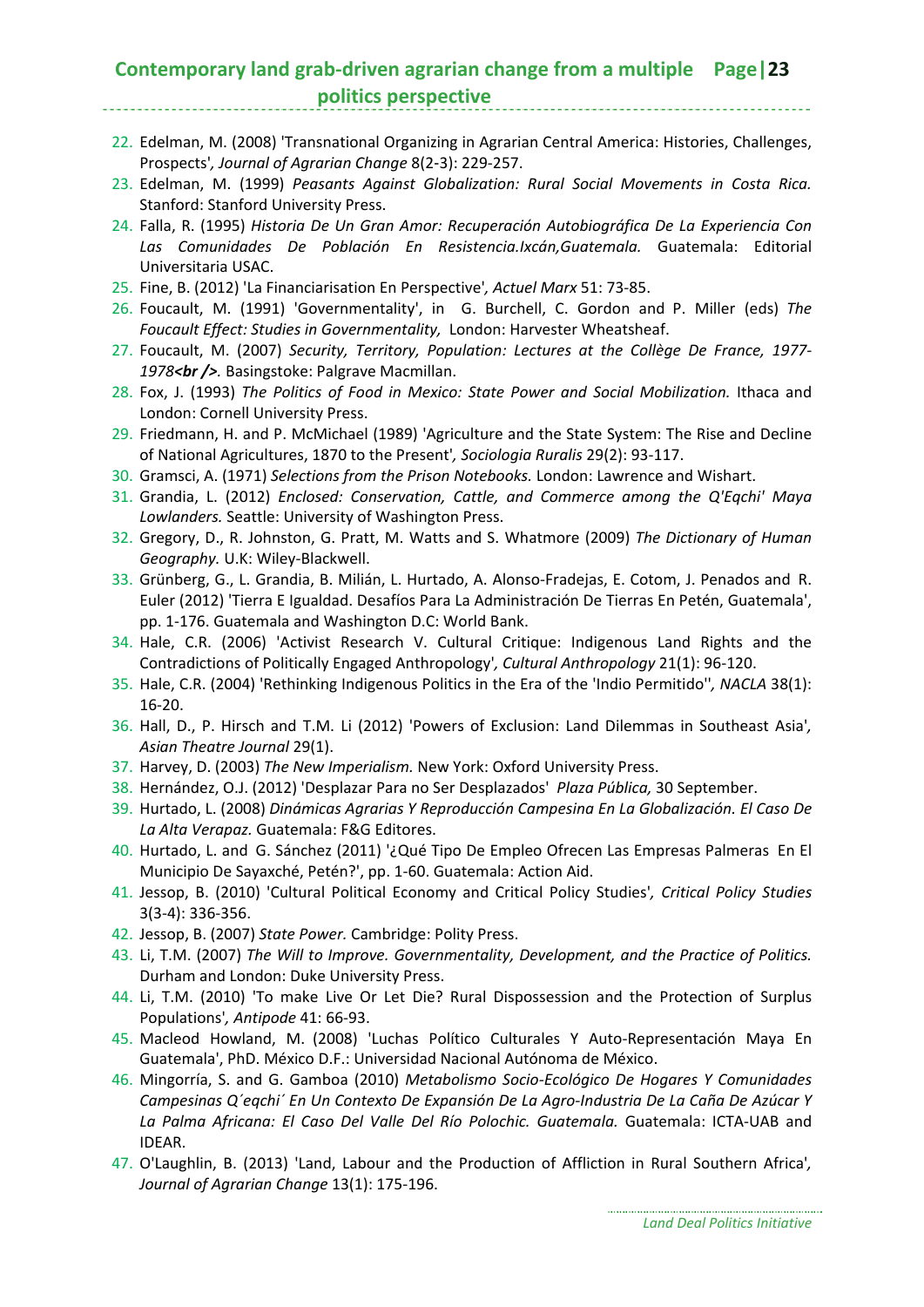22. Edelman, M. (2008) 'Transnational Organizing in Agrarian Central America: Histories, Challenges, Prospects', *Journal of Agrarian Change* 8(2-3): 229-257.
23. Edelman, M. (1999) *Peasants Against Globalization: Rural Social Movements in Costa Rica.* Stanford: Stanford University Press.
24. Falla, R. (1995) *Historia De Un Gran Amor: Recuperación Autobiográfica De La Experiencia Con Las Comunidades De Población En Resistencia.Ixcán,Guatemala.* Guatemala: Editorial Universitaria USAC.
25. Fine, B. (2012) 'La Financiarisation En Perspective', *Actuel Marx* 51: 73-85.
26. Foucault, M. (1991) 'Governmentality', in G. Burchell, C. Gordon and P. Miller (eds) *The Foucault Effect: Studies in Governmentality,* London: Harvester Wheatsheaf.
27. Foucault, M. (2007) *Security, Territory, Population: Lectures at the Collège De France, 1977-1978<br />.* Basingstoke: Palgrave Macmillan.
28. Fox, J. (1993) *The Politics of Food in Mexico: State Power and Social Mobilization.* Ithaca and London: Cornell University Press.
29. Friedmann, H. and P. McMichael (1989) 'Agriculture and the State System: The Rise and Decline of National Agricultures, 1870 to the Present', *Sociologia Ruralis* 29(2): 93-117.
30. Gramsci, A. (1971) *Selections from the Prison Notebooks.* London: Lawrence and Wishart.
31. Grandia, L. (2012) *Enclosed: Conservation, Cattle, and Commerce among the Q'Eqchi' Maya Lowlanders.* Seattle: University of Washington Press.
32. Gregory, D., R. Johnston, G. Pratt, M. Watts and S. Whatmore (2009) *The Dictionary of Human Geography.* U.K: Wiley-Blackwell.
33. Grünberg, G., L. Grandia, B. Milián, L. Hurtado, A. Alonso-Fradejas, E. Cotom, J. Penados and R. Euler (2012) 'Tierra E Igualdad. Desafíos Para La Administración De Tierras En Petén, Guatemala', pp. 1-176. Guatemala and Washington D.C: World Bank.
34. Hale, C.R. (2006) 'Activist Research V. Cultural Critique: Indigenous Land Rights and the Contradictions of Politically Engaged Anthropology', *Cultural Anthropology* 21(1): 96-120.
35. Hale, C.R. (2004) 'Rethinking Indigenous Politics in the Era of the 'Indio Permitido'', *NACLA* 38(1): 16-20.
36. Hall, D., P. Hirsch and T.M. Li (2012) 'Powers of Exclusion: Land Dilemmas in Southeast Asia', *Asian Theatre Journal* 29(1).
37. Harvey, D. (2003) *The New Imperialism.* New York: Oxford University Press.
38. Hernández, O.J. (2012) 'Desplazar Para no Ser Desplazados' *Plaza Pública,* 30 September.
39. Hurtado, L. (2008) *Dinámicas Agrarias Y Reproducción Campesina En La Globalización. El Caso De La Alta Verapaz.* Guatemala: F&G Editores.
40. Hurtado, L. and G. Sánchez (2011) '¿Qué Tipo De Empleo Ofrecen Las Empresas Palmeras En El Municipio De Sayaxché, Petén?', pp. 1-60. Guatemala: Action Aid.
41. Jessop, B. (2010) 'Cultural Political Economy and Critical Policy Studies', *Critical Policy Studies* 3(3-4): 336-356.
42. Jessop, B. (2007) *State Power.* Cambridge: Polity Press.
43. Li, T.M. (2007) *The Will to Improve. Governmentality, Development, and the Practice of Politics.* Durham and London: Duke University Press.
44. Li, T.M. (2010) 'To make Live Or Let Die? Rural Dispossession and the Protection of Surplus Populations', *Antipode* 41: 66-93.
45. Macleod Howland, M. (2008) 'Luchas Político Culturales Y Auto-Representación Maya En Guatemala', PhD. México D.F.: Universidad Nacional Autónoma de México.
46. Mingorría, S. and G. Gamboa (2010) *Metabolismo Socio-Ecológico De Hogares Y Comunidades Campesinas Q´eqchi´ En Un Contexto De Expansión De La Agro-Industria De La Caña De Azúcar Y La Palma Africana: El Caso Del Valle Del Río Polochic. Guatemala.* Guatemala: ICTA-UAB and IDEAR.
47. O'Laughlin, B. (2013) 'Land, Labour and the Production of Affliction in Rural Southern Africa', *Journal of Agrarian Change* 13(1): 175-196.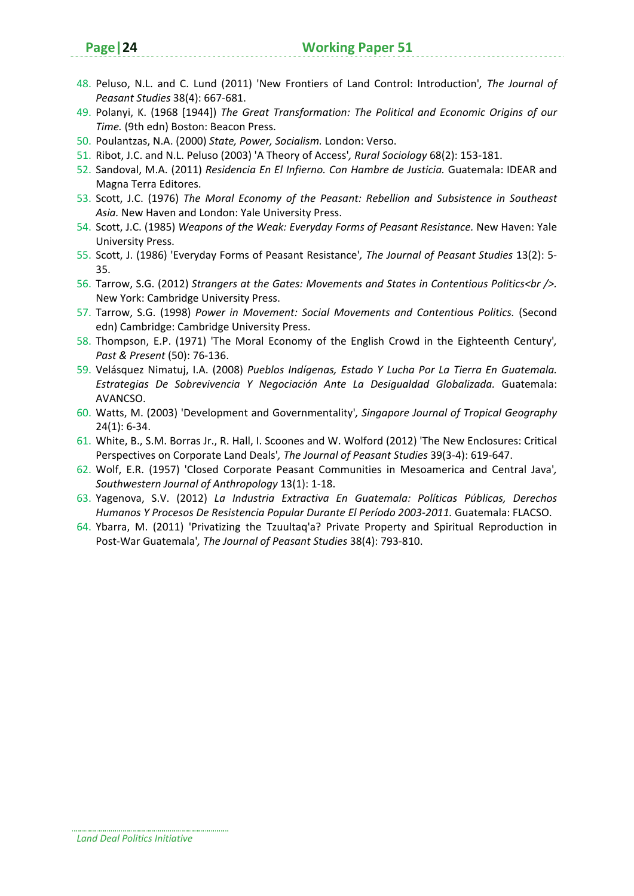48. Peluso, N.L. and C. Lund (2011) 'New Frontiers of Land Control: Introduction', *The Journal of Peasant Studies* 38(4): 667-681.
49. Polanyi, K. (1968 [1944]) *The Great Transformation: The Political and Economic Origins of our Time.* (9th edn) Boston: Beacon Press.
50. Poulantzas, N.A. (2000) *State, Power, Socialism.* London: Verso.
51. Ribot, J.C. and N.L. Peluso (2003) 'A Theory of Access', *Rural Sociology* 68(2): 153-181.
52. Sandoval, M.A. (2011) *Residencia En El Infierno. Con Hambre de Justicia.* Guatemala: IDEAR and Magna Terra Editores.
53. Scott, J.C. (1976) *The Moral Economy of the Peasant: Rebellion and Subsistence in Southeast Asia.* New Haven and London: Yale University Press.
54. Scott, J.C. (1985) *Weapons of the Weak: Everyday Forms of Peasant Resistance.* New Haven: Yale University Press.
55. Scott, J. (1986) 'Everyday Forms of Peasant Resistance', *The Journal of Peasant Studies* 13(2): 5-35.
56. Tarrow, S.G. (2012) *Strangers at the Gates: Movements and States in Contentious Politics<br />.* New York: Cambridge University Press.
57. Tarrow, S.G. (1998) *Power in Movement: Social Movements and Contentious Politics.* (Second edn) Cambridge: Cambridge University Press.
58. Thompson, E.P. (1971) 'The Moral Economy of the English Crowd in the Eighteenth Century', *Past & Present* (50): 76-136.
59. Velásquez Nimatuj, I.A. (2008) *Pueblos Indígenas, Estado Y Lucha Por La Tierra En Guatemala. Estrategias De Sobrevivencia Y Negociación Ante La Desigualdad Globalizada.* Guatemala: AVANCSO.
60. Watts, M. (2003) 'Development and Governmentality', *Singapore Journal of Tropical Geography* 24(1): 6-34.
61. White, B., S.M. Borras Jr., R. Hall, I. Scoones and W. Wolford (2012) 'The New Enclosures: Critical Perspectives on Corporate Land Deals', *The Journal of Peasant Studies* 39(3-4): 619-647.
62. Wolf, E.R. (1957) 'Closed Corporate Peasant Communities in Mesoamerica and Central Java', *Southwestern Journal of Anthropology* 13(1): 1-18.
63. Yagenova, S.V. (2012) *La Industria Extractiva En Guatemala: Políticas Públicas, Derechos Humanos Y Procesos De Resistencia Popular Durante El Período 2003-2011.* Guatemala: FLACSO.
64. Ybarra, M. (2011) 'Privatizing the Tzuultaq'a? Private Property and Spiritual Reproduction in Post-War Guatemala', *The Journal of Peasant Studies* 38(4): 793-810.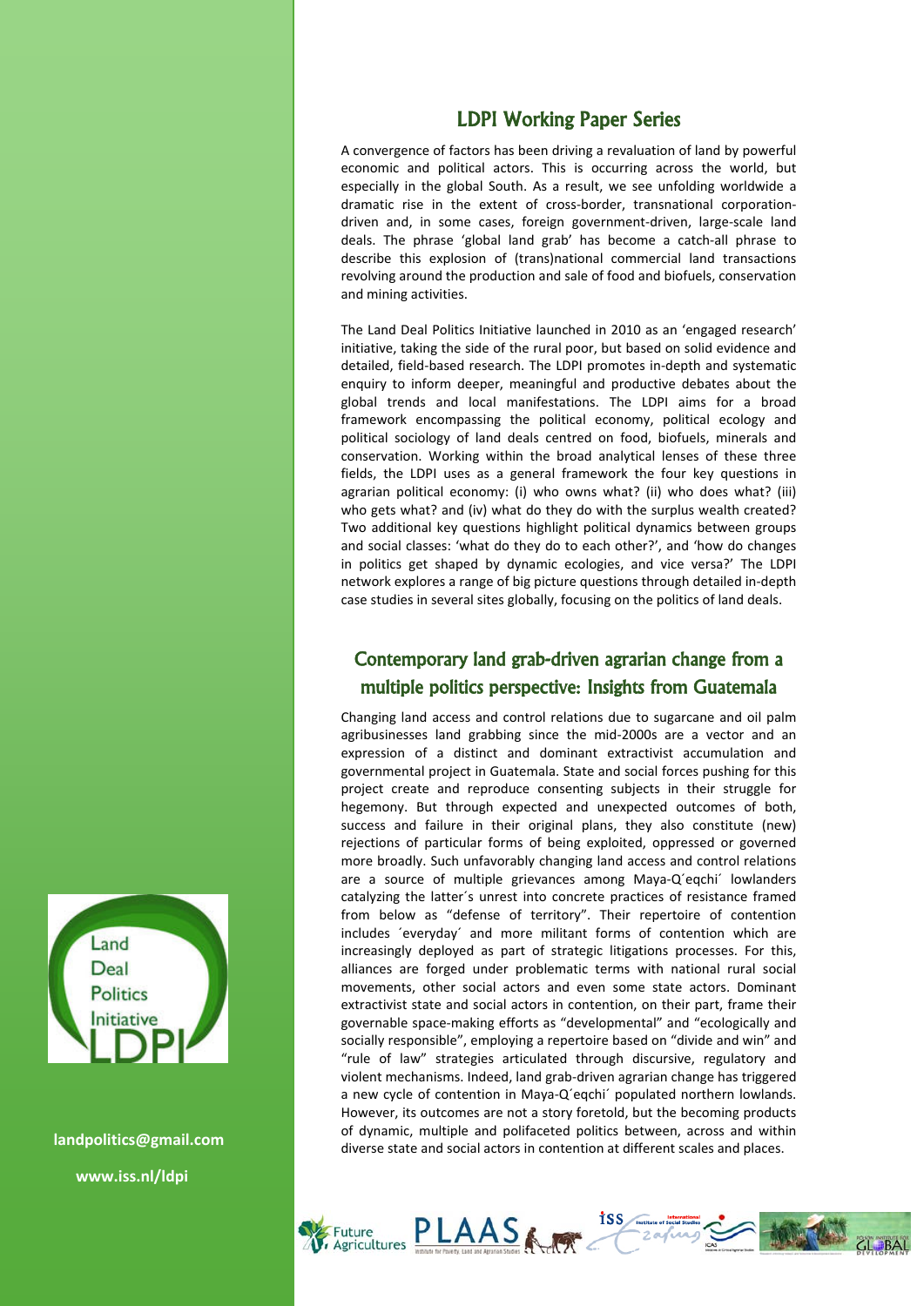## LDPI Working Paper Series

A convergence of factors has been driving a revaluation of land by powerful economic and political actors. This is occurring across the world, but especially in the global South. As a result, we see unfolding worldwide a dramatic rise in the extent of cross-border, transnational corporation-driven and, in some cases, foreign government-driven, large-scale land deals. The phrase 'global land grab' has become a catch-all phrase to describe this explosion of (trans)national commercial land transactions revolving around the production and sale of food and biofuels, conservation and mining activities.

The Land Deal Politics Initiative launched in 2010 as an 'engaged research' initiative, taking the side of the rural poor, but based on solid evidence and detailed, field-based research. The LDPI promotes in-depth and systematic enquiry to inform deeper, meaningful and productive debates about the global trends and local manifestations. The LDPI aims for a broad framework encompassing the political economy, political ecology and political sociology of land deals centred on food, biofuels, minerals and conservation. Working within the broad analytical lenses of these three fields, the LDPI uses as a general framework the four key questions in agrarian political economy: (i) who owns what? (ii) who does what? (iii) who gets what? and (iv) what do they do with the surplus wealth created? Two additional key questions highlight political dynamics between groups and social classes: 'what do they do to each other?', and 'how do changes in politics get shaped by dynamic ecologies, and vice versa?' The LDPI network explores a range of big picture questions through detailed in-depth case studies in several sites globally, focusing on the politics of land deals.

## Contemporary land grab-driven agrarian change from a multiple politics perspective: Insights from Guatemala

Changing land access and control relations due to sugarcane and oil palm agribusinesses land grabbing since the mid-2000s are a vector and an expression of a distinct and dominant extractivist accumulation and governmental project in Guatemala. State and social forces pushing for this project create and reproduce consenting subjects in their struggle for hegemony. But through expected and unexpected outcomes of both, success and failure in their original plans, they also constitute (new) rejections of particular forms of being exploited, oppressed or governed more broadly. Such unfavorably changing land access and control relations are a source of multiple grievances among Maya-Q´eqchi´ lowlanders catalyzing the latter´s unrest into concrete practices of resistance framed from below as "defense of territory". Their repertoire of contention includes ´everyday´ and more militant forms of contention which are increasingly deployed as part of strategic litigations processes. For this, alliances are forged under problematic terms with national rural social movements, other social actors and even some state actors. Dominant extractivist state and social actors in contention, on their part, frame their governable space-making efforts as "developmental" and "ecologically and socially responsible", employing a repertoire based on "divide and win" and "rule of law" strategies articulated through discursive, regulatory and violent mechanisms. Indeed, land grab-driven agrarian change has triggered a new cycle of contention in Maya-Q´eqchi´ populated northern lowlands. However, its outcomes are not a story foretold, but the becoming products of dynamic, multiple and polifaceted politics between, across and within diverse state and social actors in contention at different scales and places.

Land Deal Politics Initiative LDPI

landpolitics@gmail.com

www.iss.nl/ldpi